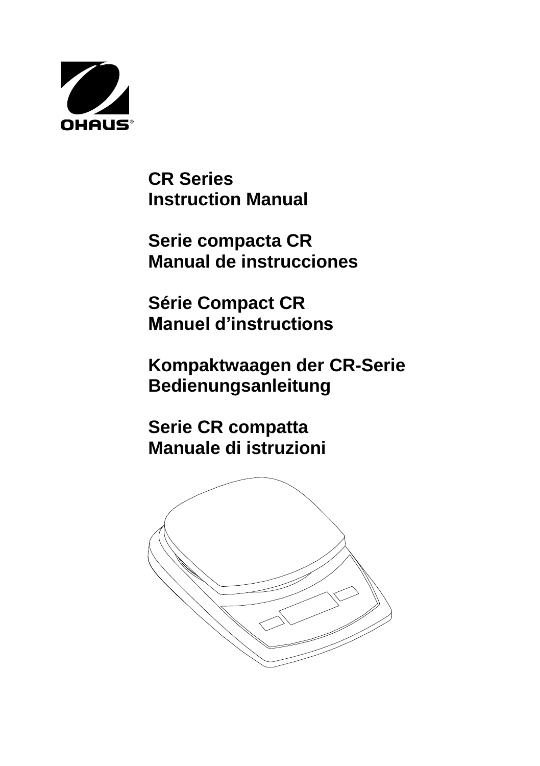OHAUS®

# CR Series
# Instruction Manual

# Serie compacta CR
# Manual de instrucciones

# Série Compact CR
# Manuel d'instructions

# Kompaktwaagen der CR-Serie
# Bedienungsanleitung

# Serie CR compatta
# Manuale di istruzioni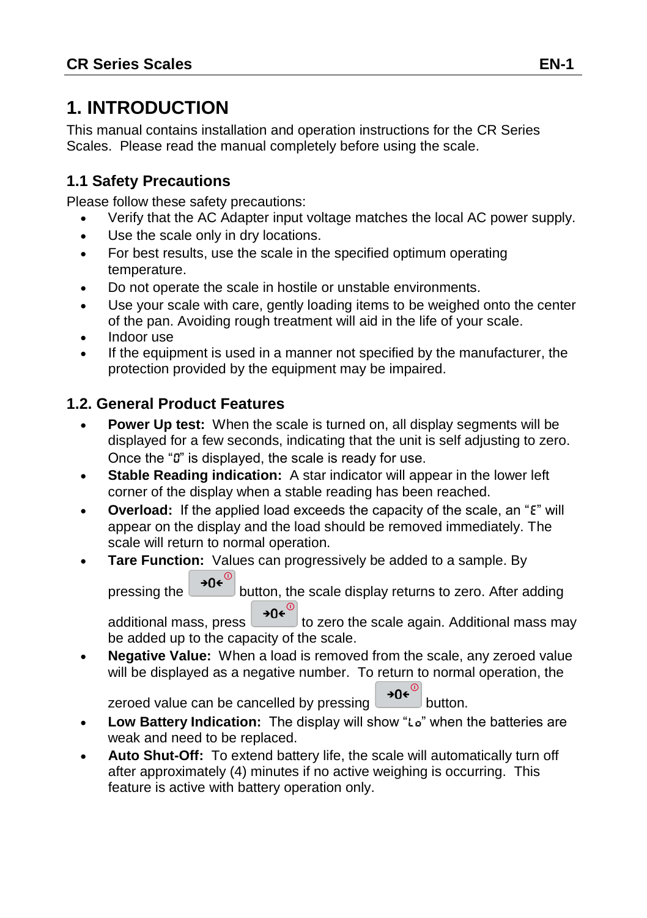# 1. INTRODUCTION

This manual contains installation and operation instructions for the CR Series Scales. Please read the manual completely before using the scale.

## 1.1 Safety Precautions

Please follow these safety precautions:

- Verify that the AC Adapter input voltage matches the local AC power supply.
- Use the scale only in dry locations.
- For best results, use the scale in the specified optimum operating temperature.
- Do not operate the scale in hostile or unstable environments.
- Use your scale with care, gently loading items to be weighed onto the center of the pan. Avoiding rough treatment will aid in the life of your scale.
- Indoor use
- If the equipment is used in a manner not specified by the manufacturer, the protection provided by the equipment may be impaired.

## 1.2. General Product Features

- **Power Up test:** When the scale is turned on, all display segments will be displayed for a few seconds, indicating that the unit is self adjusting to zero. Once the "0" is displayed, the scale is ready for use.
- **Stable Reading indication:** A star indicator will appear in the lower left corner of the display when a stable reading has been reached.
- **Overload:** If the applied load exceeds the capacity of the scale, an "E" will appear on the display and the load should be removed immediately. The scale will return to normal operation.
- **Tare Function:** Values can progressively be added to a sample. By pressing the →0← button, the scale display returns to zero. After adding additional mass, press →0← to zero the scale again. Additional mass may be added up to the capacity of the scale.
- **Negative Value:** When a load is removed from the scale, any zeroed value will be displayed as a negative number. To return to normal operation, the zeroed value can be cancelled by pressing →0← button.
- **Low Battery Indication:** The display will show "Lo" when the batteries are weak and need to be replaced.
- **Auto Shut-Off:** To extend battery life, the scale will automatically turn off after approximately (4) minutes if no active weighing is occurring. This feature is active with battery operation only.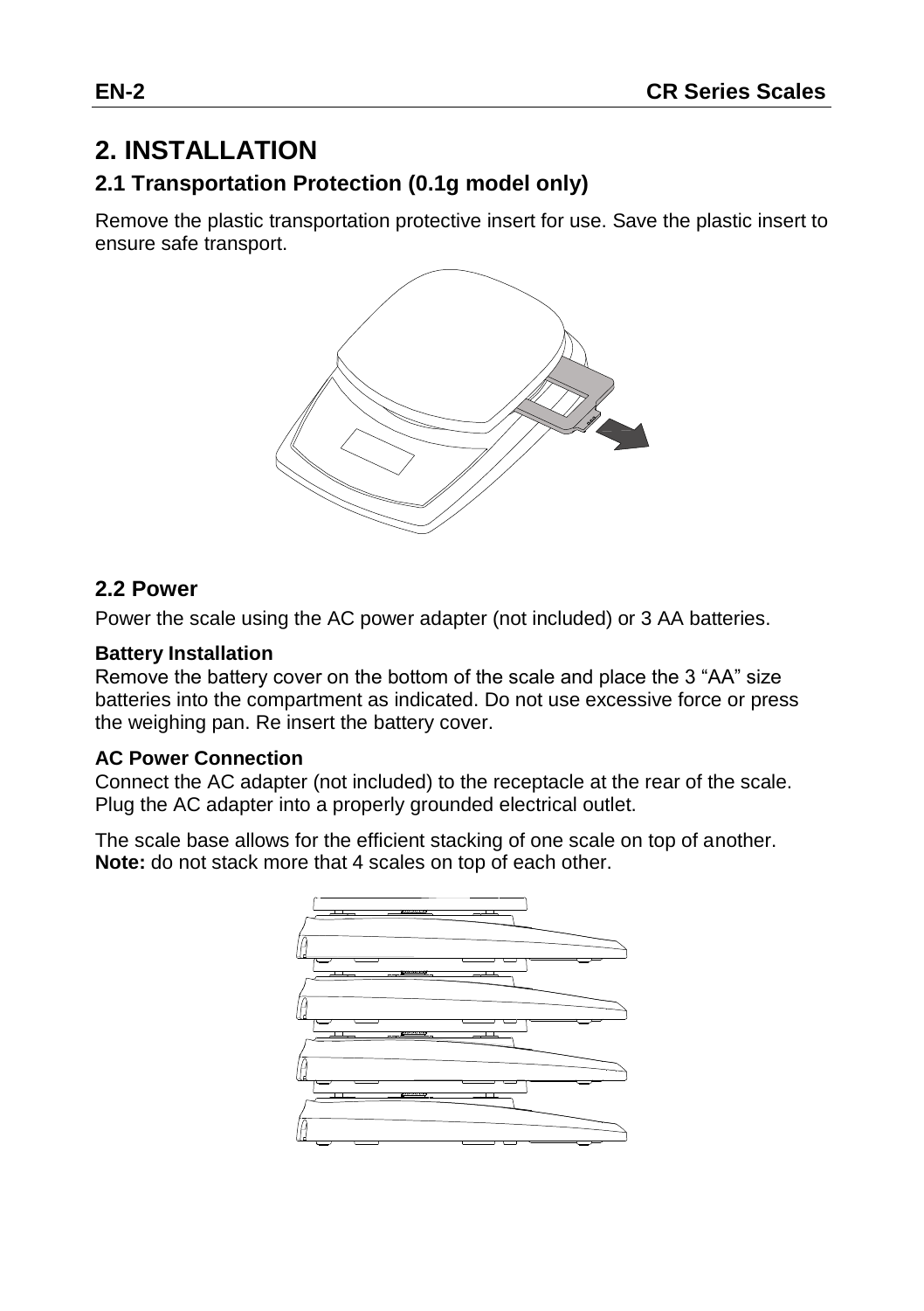# 2. INSTALLATION

## 2.1 Transportation Protection (0.1g model only)

Remove the plastic transportation protective insert for use. Save the plastic insert to ensure safe transport.

## 2.2 Power

Power the scale using the AC power adapter (not included) or 3 AA batteries.

**Battery Installation**
Remove the battery cover on the bottom of the scale and place the 3 “AA” size batteries into the compartment as indicated. Do not use excessive force or press the weighing pan. Re insert the battery cover.

**AC Power Connection**
Connect the AC adapter (not included) to the receptacle at the rear of the scale. Plug the AC adapter into a properly grounded electrical outlet.

The scale base allows for the efficient stacking of one scale on top of another.
**Note:** do not stack more that 4 scales on top of each other.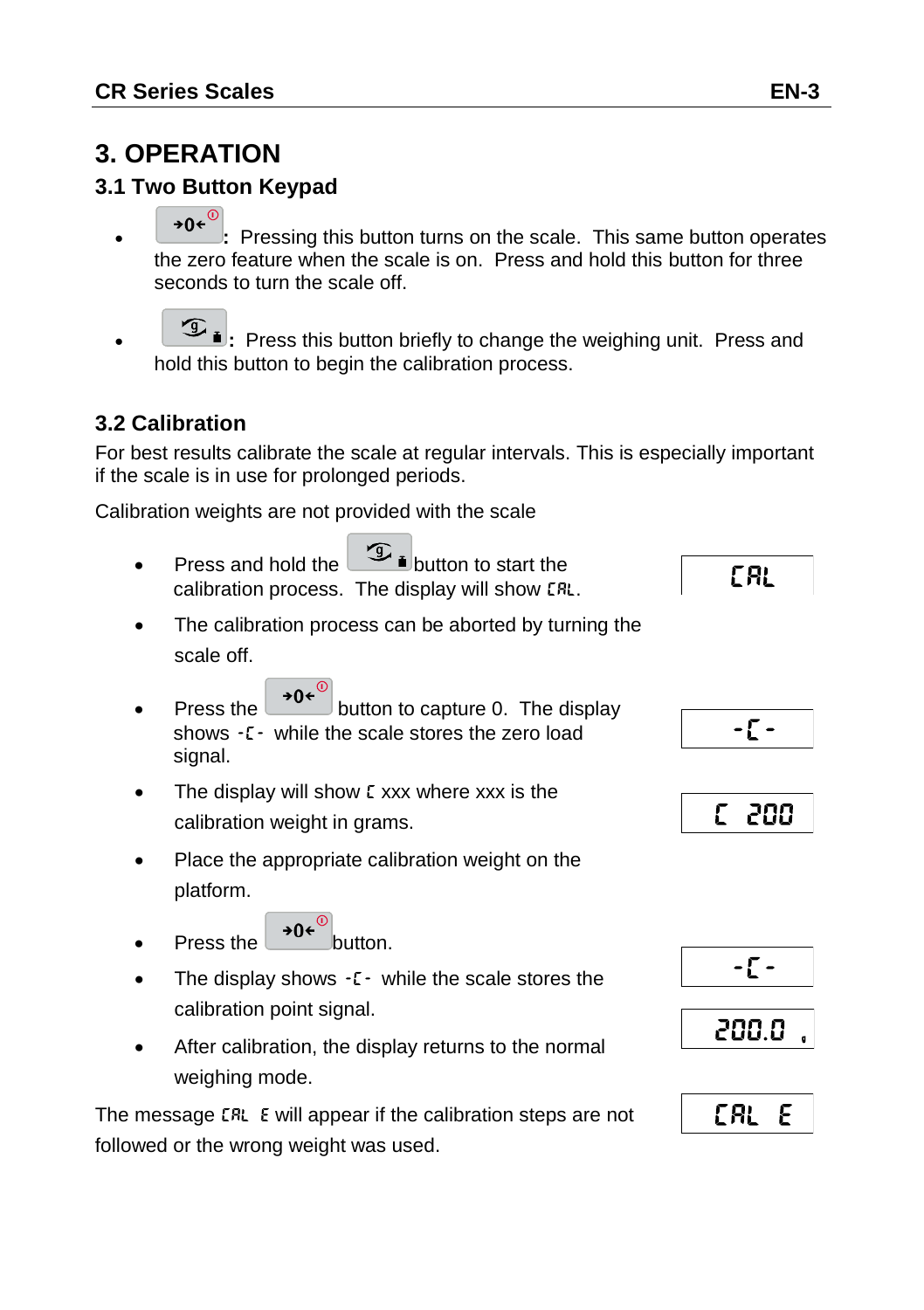# 3. OPERATION

## 3.1 Two Button Keypad

- **→0←**: Pressing this button turns on the scale. This same button operates the zero feature when the scale is on. Press and hold this button for three seconds to turn the scale off.
- **Unit button**: Press this button briefly to change the weighing unit. Press and hold this button to begin the calibration process.

## 3.2 Calibration

For best results calibrate the scale at regular intervals. This is especially important if the scale is in use for prolonged periods.

Calibration weights are not provided with the scale

- Press and hold the Unit button to start the calibration process. The display will show CAL.

  Display: `CAL`

- The calibration process can be aborted by turning the scale off.
- Press the →0← button to capture 0. The display shows -C- while the scale stores the zero load signal.

  Display: `-C-`

- The display will show C xxx where xxx is the calibration weight in grams.

  Display: `C 200`

- Place the appropriate calibration weight on the platform.
- Press the →0← button.
- The display shows -C- while the scale stores the calibration point signal.

  Display: `-C-`

- After calibration, the display returns to the normal weighing mode.

  Display: `200.0 g`

The message CAL E will appear if the calibration steps are not followed or the wrong weight was used.

Display: `CAL E`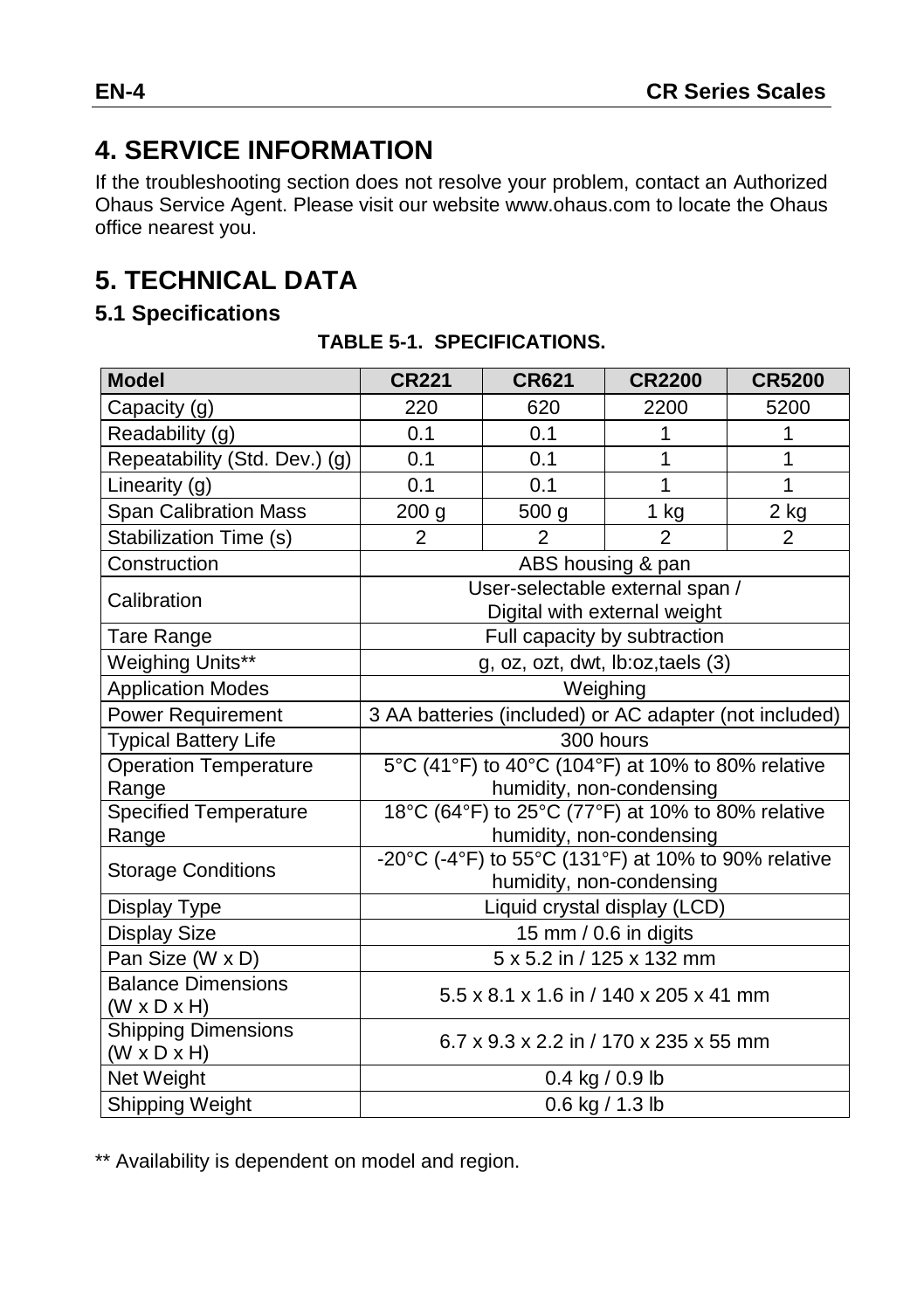# 4. SERVICE INFORMATION

If the troubleshooting section does not resolve your problem, contact an Authorized Ohaus Service Agent. Please visit our website www.ohaus.com to locate the Ohaus office nearest you.

# 5. TECHNICAL DATA

## 5.1 Specifications

**TABLE 5-1. SPECIFICATIONS.**

| Model | CR221 | CR621 | CR2200 | CR5200 |
|---|---|---|---|---|
| Capacity (g) | 220 | 620 | 2200 | 5200 |
| Readability (g) | 0.1 | 0.1 | 1 | 1 |
| Repeatability (Std. Dev.) (g) | 0.1 | 0.1 | 1 | 1 |
| Linearity (g) | 0.1 | 0.1 | 1 | 1 |
| Span Calibration Mass | 200 g | 500 g | 1 kg | 2 kg |
| Stabilization Time (s) | 2 | 2 | 2 | 2 |
| Construction | ABS housing & pan | | | |
| Calibration | User-selectable external span / Digital with external weight | | | |
| Tare Range | Full capacity by subtraction | | | |
| Weighing Units** | g, oz, ozt, dwt, lb:oz,taels (3) | | | |
| Application Modes | Weighing | | | |
| Power Requirement | 3 AA batteries (included) or AC adapter (not included) | | | |
| Typical Battery Life | 300 hours | | | |
| Operation Temperature Range | 5°C (41°F) to 40°C (104°F) at 10% to 80% relative humidity, non-condensing | | | |
| Specified Temperature Range | 18°C (64°F) to 25°C (77°F) at 10% to 80% relative humidity, non-condensing | | | |
| Storage Conditions | -20°C (-4°F) to 55°C (131°F) at 10% to 90% relative humidity, non-condensing | | | |
| Display Type | Liquid crystal display (LCD) | | | |
| Display Size | 15 mm / 0.6 in digits | | | |
| Pan Size (W x D) | 5 x 5.2 in / 125 x 132 mm | | | |
| Balance Dimensions (W x D x H) | 5.5 x 8.1 x 1.6 in / 140 x 205 x 41 mm | | | |
| Shipping Dimensions (W x D x H) | 6.7 x 9.3 x 2.2 in / 170 x 235 x 55 mm | | | |
| Net Weight | 0.4 kg / 0.9 lb | | | |
| Shipping Weight | 0.6 kg / 1.3 lb | | | |

** Availability is dependent on model and region.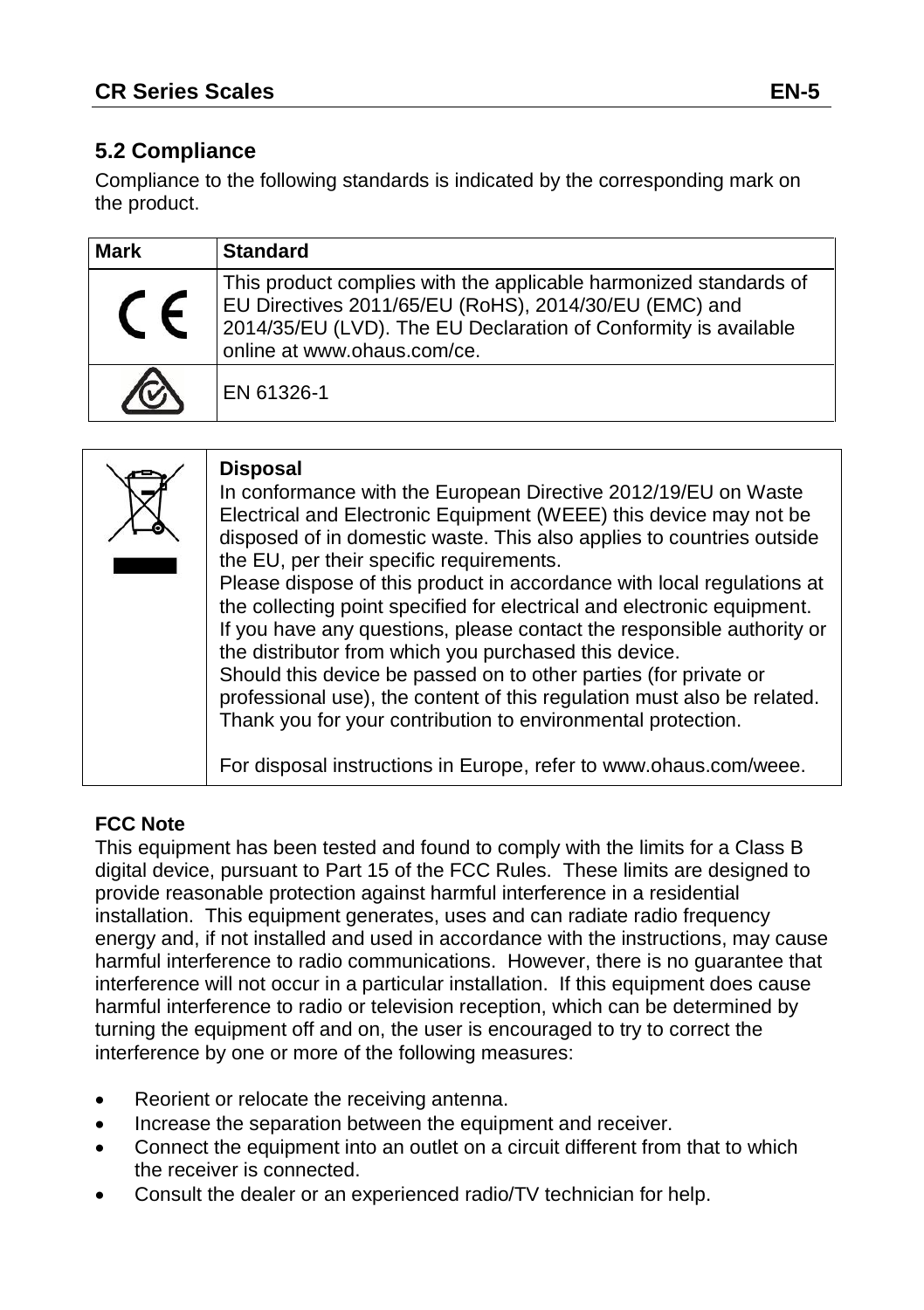## 5.2 Compliance

Compliance to the following standards is indicated by the corresponding mark on the product.

| Mark | Standard |
|---|---|
| CE | This product complies with the applicable harmonized standards of EU Directives 2011/65/EU (RoHS), 2014/30/EU (EMC) and 2014/35/EU (LVD). The EU Declaration of Conformity is available online at www.ohaus.com/ce. |
| | EN 61326-1 |

**Disposal**

In conformance with the European Directive 2012/19/EU on Waste Electrical and Electronic Equipment (WEEE) this device may not be disposed of in domestic waste. This also applies to countries outside the EU, per their specific requirements.
Please dispose of this product in accordance with local regulations at the collecting point specified for electrical and electronic equipment.
If you have any questions, please contact the responsible authority or the distributor from which you purchased this device.
Should this device be passed on to other parties (for private or professional use), the content of this regulation must also be related.
Thank you for your contribution to environmental protection.

For disposal instructions in Europe, refer to www.ohaus.com/weee.

**FCC Note**

This equipment has been tested and found to comply with the limits for a Class B digital device, pursuant to Part 15 of the FCC Rules. These limits are designed to provide reasonable protection against harmful interference in a residential installation. This equipment generates, uses and can radiate radio frequency energy and, if not installed and used in accordance with the instructions, may cause harmful interference to radio communications. However, there is no guarantee that interference will not occur in a particular installation. If this equipment does cause harmful interference to radio or television reception, which can be determined by turning the equipment off and on, the user is encouraged to try to correct the interference by one or more of the following measures:

- Reorient or relocate the receiving antenna.
- Increase the separation between the equipment and receiver.
- Connect the equipment into an outlet on a circuit different from that to which the receiver is connected.
- Consult the dealer or an experienced radio/TV technician for help.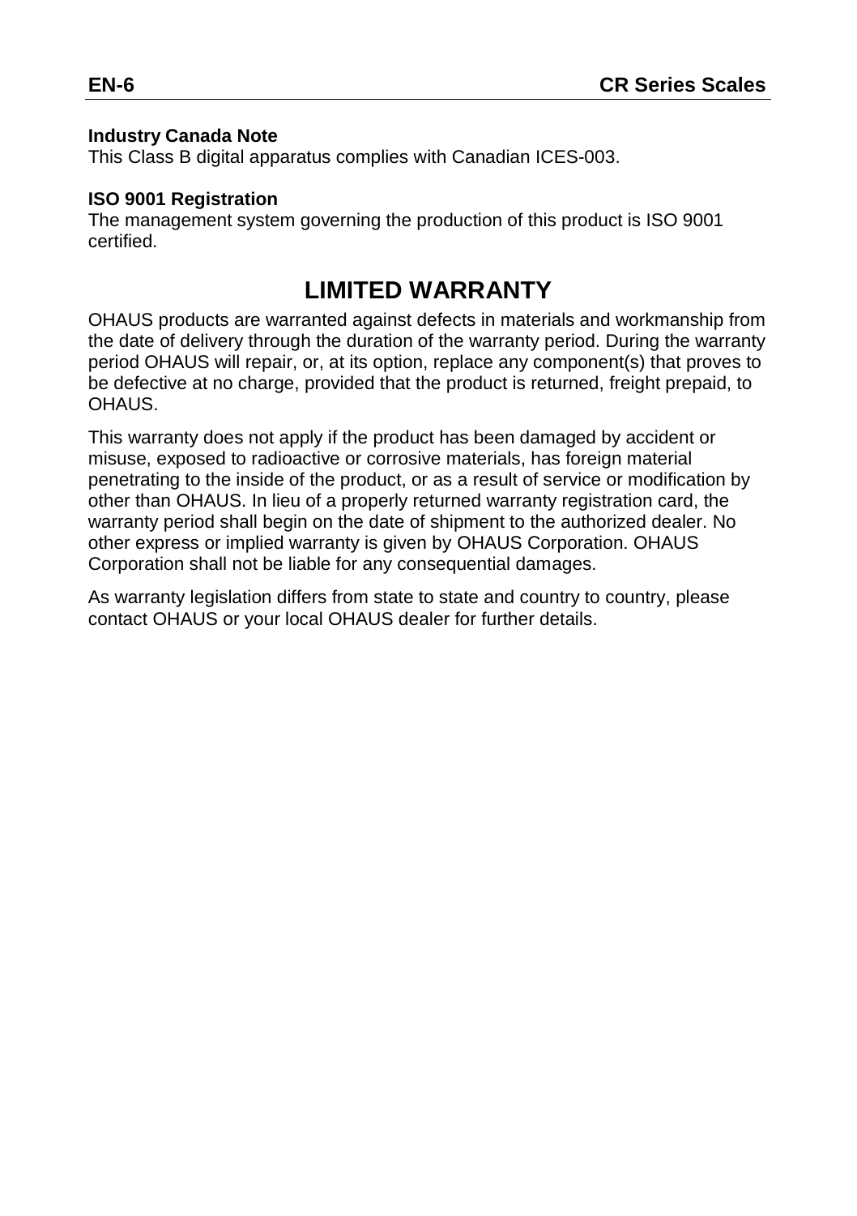**Industry Canada Note**

This Class B digital apparatus complies with Canadian ICES-003.

**ISO 9001 Registration**

The management system governing the production of this product is ISO 9001 certified.

# LIMITED WARRANTY

OHAUS products are warranted against defects in materials and workmanship from the date of delivery through the duration of the warranty period. During the warranty period OHAUS will repair, or, at its option, replace any component(s) that proves to be defective at no charge, provided that the product is returned, freight prepaid, to OHAUS.

This warranty does not apply if the product has been damaged by accident or misuse, exposed to radioactive or corrosive materials, has foreign material penetrating to the inside of the product, or as a result of service or modification by other than OHAUS. In lieu of a properly returned warranty registration card, the warranty period shall begin on the date of shipment to the authorized dealer. No other express or implied warranty is given by OHAUS Corporation. OHAUS Corporation shall not be liable for any consequential damages.

As warranty legislation differs from state to state and country to country, please contact OHAUS or your local OHAUS dealer for further details.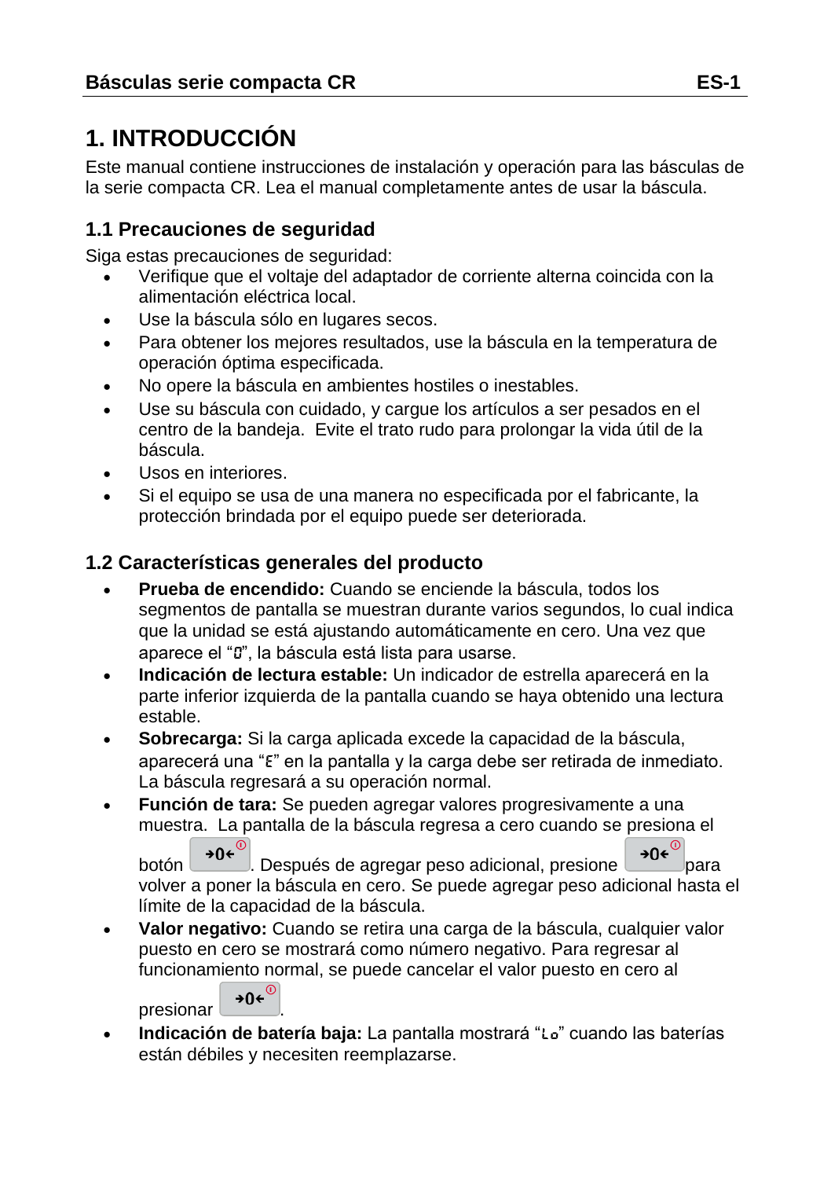# 1. INTRODUCCIÓN

Este manual contiene instrucciones de instalación y operación para las básculas de la serie compacta CR. Lea el manual completamente antes de usar la báscula.

## 1.1 Precauciones de seguridad

Siga estas precauciones de seguridad:

- Verifique que el voltaje del adaptador de corriente alterna coincida con la alimentación eléctrica local.
- Use la báscula sólo en lugares secos.
- Para obtener los mejores resultados, use la báscula en la temperatura de operación óptima especificada.
- No opere la báscula en ambientes hostiles o inestables.
- Use su báscula con cuidado, y cargue los artículos a ser pesados en el centro de la bandeja. Evite el trato rudo para prolongar la vida útil de la báscula.
- Usos en interiores.
- Si el equipo se usa de una manera no especificada por el fabricante, la protección brindada por el equipo puede ser deteriorada.

## 1.2 Características generales del producto

- **Prueba de encendido:** Cuando se enciende la báscula, todos los segmentos de pantalla se muestran durante varios segundos, lo cual indica que la unidad se está ajustando automáticamente en cero. Una vez que aparece el "0", la báscula está lista para usarse.
- **Indicación de lectura estable:** Un indicador de estrella aparecerá en la parte inferior izquierda de la pantalla cuando se haya obtenido una lectura estable.
- **Sobrecarga:** Si la carga aplicada excede la capacidad de la báscula, aparecerá una "E" en la pantalla y la carga debe ser retirada de inmediato. La báscula regresará a su operación normal.
- **Función de tara:** Se pueden agregar valores progresivamente a una muestra. La pantalla de la báscula regresa a cero cuando se presiona el botón →0←. Después de agregar peso adicional, presione →0← para volver a poner la báscula en cero. Se puede agregar peso adicional hasta el límite de la capacidad de la báscula.
- **Valor negativo:** Cuando se retira una carga de la báscula, cualquier valor puesto en cero se mostrará como número negativo. Para regresar al funcionamiento normal, se puede cancelar el valor puesto en cero al presionar →0←.
- **Indicación de batería baja:** La pantalla mostrará "Lo" cuando las baterías están débiles y necesiten reemplazarse.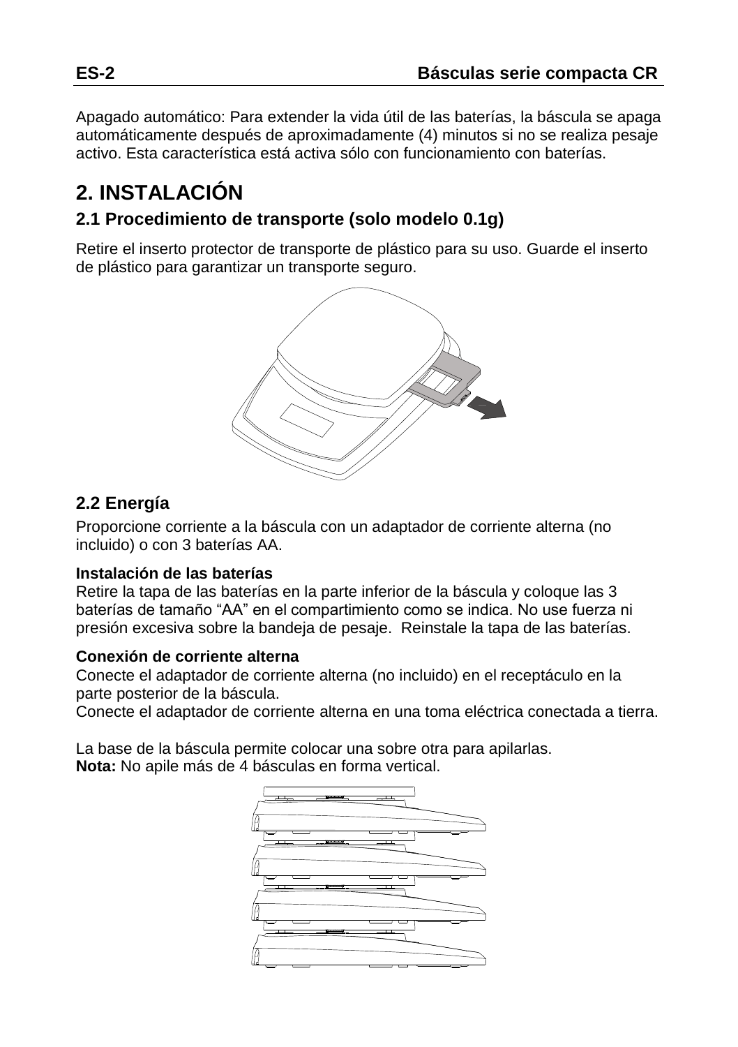Apagado automático: Para extender la vida útil de las baterías, la báscula se apaga automáticamente después de aproximadamente (4) minutos si no se realiza pesaje activo. Esta característica está activa sólo con funcionamiento con baterías.

# 2. INSTALACIÓN

## 2.1 Procedimiento de transporte (solo modelo 0.1g)

Retire el inserto protector de transporte de plástico para su uso. Guarde el inserto de plástico para garantizar un transporte seguro.

## 2.2 Energía

Proporcione corriente a la báscula con un adaptador de corriente alterna (no incluido) o con 3 baterías AA.

**Instalación de las baterías**
Retire la tapa de las baterías en la parte inferior de la báscula y coloque las 3 baterías de tamaño "AA" en el compartimiento como se indica. No use fuerza ni presión excesiva sobre la bandeja de pesaje. Reinstale la tapa de las baterías.

**Conexión de corriente alterna**
Conecte el adaptador de corriente alterna (no incluido) en el receptáculo en la parte posterior de la báscula.
Conecte el adaptador de corriente alterna en una toma eléctrica conectada a tierra.

La base de la báscula permite colocar una sobre otra para apilarlas.
**Nota:** No apile más de 4 básculas en forma vertical.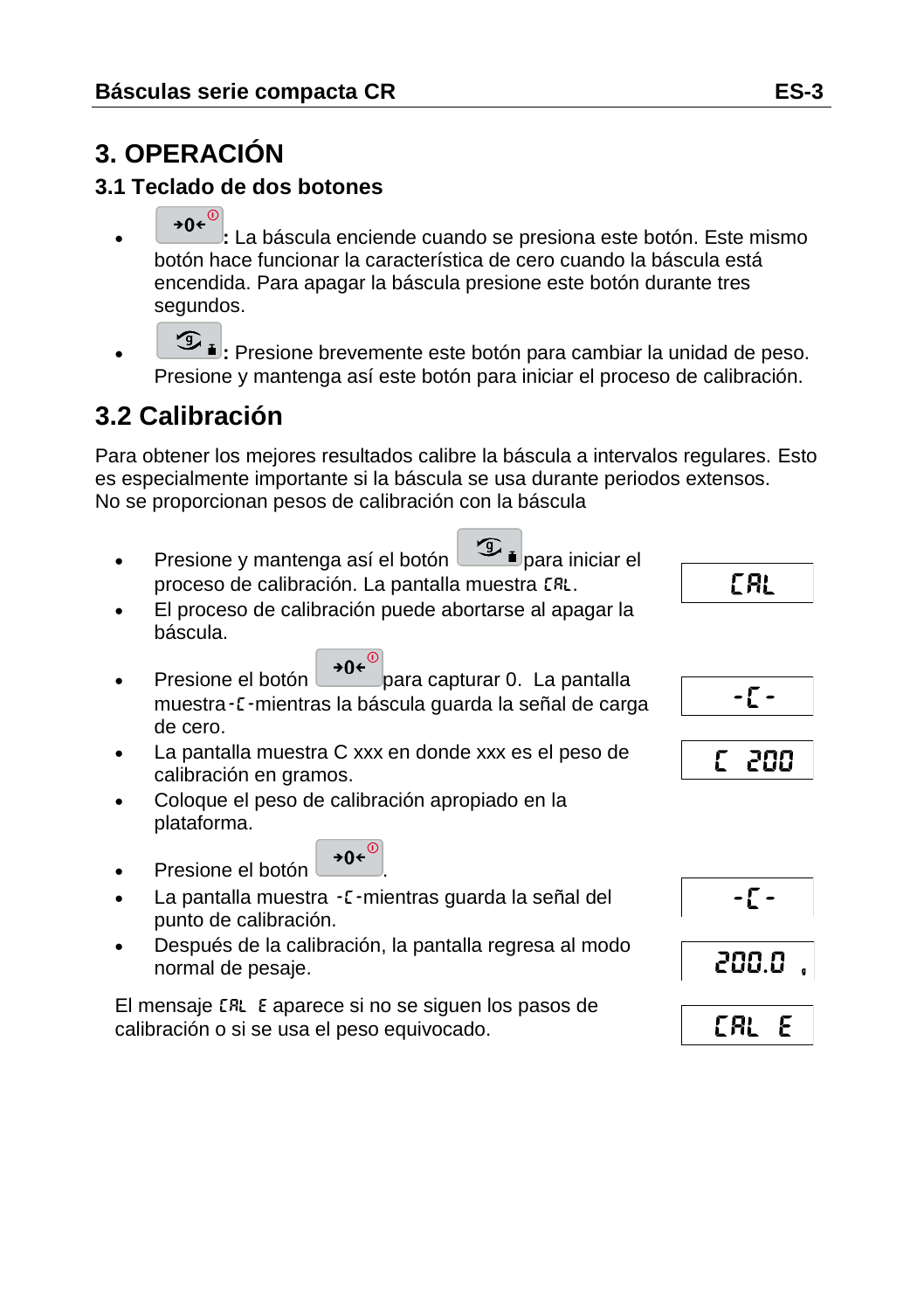# 3. OPERACIÓN

### 3.1 Teclado de dos botones

- →0←: La báscula enciende cuando se presiona este botón. Este mismo botón hace funcionar la característica de cero cuando la báscula está encendida. Para apagar la báscula presione este botón durante tres segundos.
- (unidad): Presione brevemente este botón para cambiar la unidad de peso. Presione y mantenga así este botón para iniciar el proceso de calibración.

## 3.2 Calibración

Para obtener los mejores resultados calibre la báscula a intervalos regulares. Esto es especialmente importante si la báscula se usa durante periodos extensos.
No se proporcionan pesos de calibración con la báscula

- Presione y mantenga así el botón (unidad) para iniciar el proceso de calibración. La pantalla muestra CAL.
- El proceso de calibración puede abortarse al apagar la báscula.
- Presione el botón →0← para capturar 0. La pantalla muestra -C- mientras la báscula guarda la señal de carga de cero.
- La pantalla muestra C xxx en donde xxx es el peso de calibración en gramos.
- Coloque el peso de calibración apropiado en la plataforma.
- Presione el botón →0←.
- La pantalla muestra -C- mientras guarda la señal del punto de calibración.
- Después de la calibración, la pantalla regresa al modo normal de pesaje.

El mensaje CAL E aparece si no se siguen los pasos de calibración o si se usa el peso equivocado.

| Pantalla |
| --- |
| CAL |
| -C- |
| C 200 |
| -C- |
| 200.0 g |
| CAL E |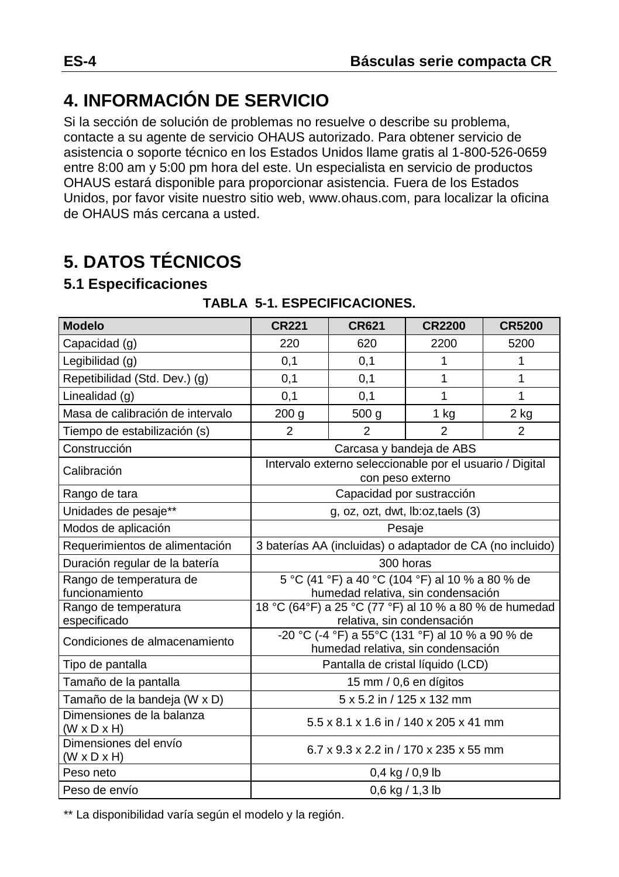# 4. INFORMACIÓN DE SERVICIO

Si la sección de solución de problemas no resuelve o describe su problema, contacte a su agente de servicio OHAUS autorizado. Para obtener servicio de asistencia o soporte técnico en los Estados Unidos llame gratis al 1-800-526-0659 entre 8:00 am y 5:00 pm hora del este. Un especialista en servicio de productos OHAUS estará disponible para proporcionar asistencia. Fuera de los Estados Unidos, por favor visite nuestro sitio web, www.ohaus.com, para localizar la oficina de OHAUS más cercana a usted.

# 5. DATOS TÉCNICOS

## 5.1 Especificaciones

**TABLA 5-1. ESPECIFICACIONES.**

| **Modelo** | **CR221** | **CR621** | **CR2200** | **CR5200** |
|---|---|---|---|---|
| Capacidad (g) | 220 | 620 | 2200 | 5200 |
| Legibilidad (g) | 0,1 | 0,1 | 1 | 1 |
| Repetibilidad (Std. Dev.) (g) | 0,1 | 0,1 | 1 | 1 |
| Linealidad (g) | 0,1 | 0,1 | 1 | 1 |
| Masa de calibración de intervalo | 200 g | 500 g | 1 kg | 2 kg |
| Tiempo de estabilización (s) | 2 | 2 | 2 | 2 |
| Construcción | Carcasa y bandeja de ABS | | | |
| Calibración | Intervalo externo seleccionable por el usuario / Digital con peso externo | | | |
| Rango de tara | Capacidad por sustracción | | | |
| Unidades de pesaje** | g, oz, ozt, dwt, lb:oz,taels (3) | | | |
| Modos de aplicación | Pesaje | | | |
| Requerimientos de alimentación | 3 baterías AA (incluidas) o adaptador de CA (no incluido) | | | |
| Duración regular de la batería | 300 horas | | | |
| Rango de temperatura de funcionamiento | 5 °C (41 °F) a 40 °C (104 °F) al 10 % a 80 % de humedad relativa, sin condensación | | | |
| Rango de temperatura especificado | 18 °C (64°F) a 25 °C (77 °F) al 10 % a 80 % de humedad relativa, sin condensación | | | |
| Condiciones de almacenamiento | -20 °C (-4 °F) a 55°C (131 °F) al 10 % a 90 % de humedad relativa, sin condensación | | | |
| Tipo de pantalla | Pantalla de cristal líquido (LCD) | | | |
| Tamaño de la pantalla | 15 mm / 0,6 en dígitos | | | |
| Tamaño de la bandeja (W x D) | 5 x 5.2 in / 125 x 132 mm | | | |
| Dimensiones de la balanza (W x D x H) | 5.5 x 8.1 x 1.6 in / 140 x 205 x 41 mm | | | |
| Dimensiones del envío (W x D x H) | 6.7 x 9.3 x 2.2 in / 170 x 235 x 55 mm | | | |
| Peso neto | 0,4 kg / 0,9 lb | | | |
| Peso de envío | 0,6 kg / 1,3 lb | | | |

** La disponibilidad varía según el modelo y la región.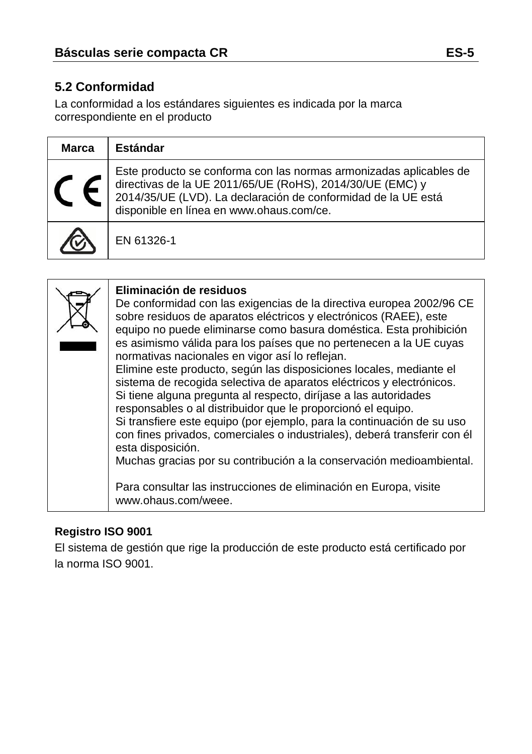## 5.2 Conformidad

La conformidad a los estándares siguientes es indicada por la marca correspondiente en el producto

| Marca | Estándar |
| --- | --- |
| CE | Este producto se conforma con las normas armonizadas aplicables de directivas de la UE 2011/65/UE (RoHS), 2014/30/UE (EMC) y 2014/35/UE (LVD). La declaración de conformidad de la UE está disponible en línea en www.ohaus.com/ce. |
| | EN 61326-1 |

| | |
| --- | --- |
| | **Eliminación de residuos**<br>De conformidad con las exigencias de la directiva europea 2002/96 CE sobre residuos de aparatos eléctricos y electrónicos (RAEE), este equipo no puede eliminarse como basura doméstica. Esta prohibición es asimismo válida para los países que no pertenecen a la UE cuyas normativas nacionales en vigor así lo reflejan.<br>Elimine este producto, según las disposiciones locales, mediante el sistema de recogida selectiva de aparatos eléctricos y electrónicos.<br>Si tiene alguna pregunta al respecto, diríjase a las autoridades responsables o al distribuidor que le proporcionó el equipo.<br>Si transfiere este equipo (por ejemplo, para la continuación de su uso con fines privados, comerciales o industriales), deberá transferir con él esta disposición.<br>Muchas gracias por su contribución a la conservación medioambiental.<br><br>Para consultar las instrucciones de eliminación en Europa, visite www.ohaus.com/weee. |

**Registro ISO 9001**

El sistema de gestión que rige la producción de este producto está certificado por la norma ISO 9001.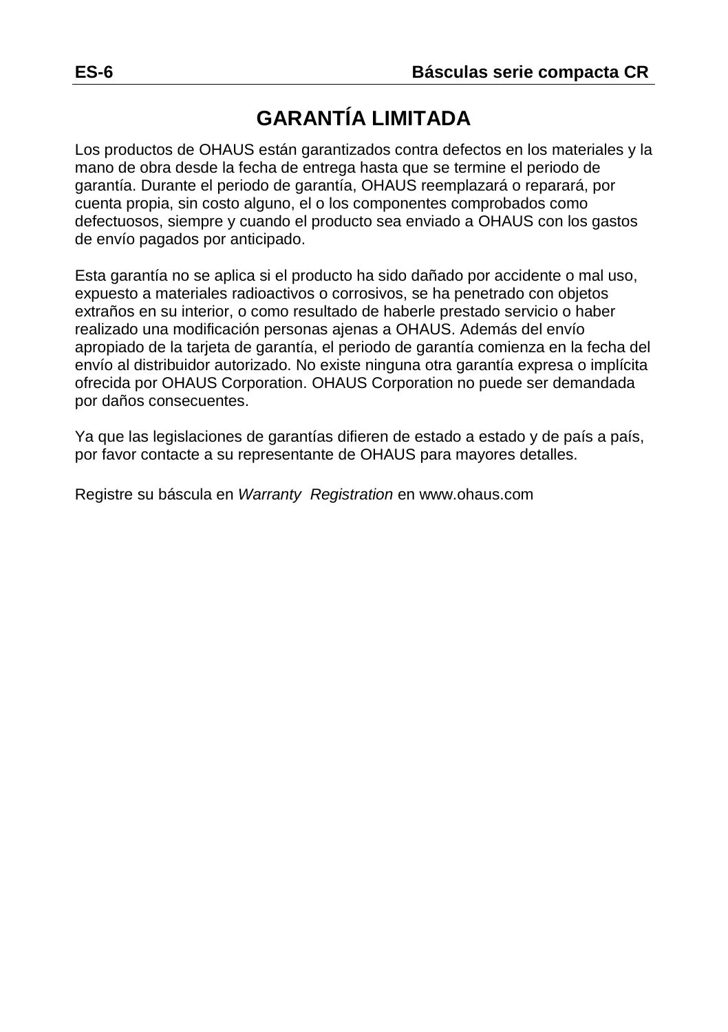# GARANTÍA LIMITADA

Los productos de OHAUS están garantizados contra defectos en los materiales y la mano de obra desde la fecha de entrega hasta que se termine el periodo de garantía. Durante el periodo de garantía, OHAUS reemplazará o reparará, por cuenta propia, sin costo alguno, el o los componentes comprobados como defectuosos, siempre y cuando el producto sea enviado a OHAUS con los gastos de envío pagados por anticipado.

Esta garantía no se aplica si el producto ha sido dañado por accidente o mal uso, expuesto a materiales radioactivos o corrosivos, se ha penetrado con objetos extraños en su interior, o como resultado de haberle prestado servicio o haber realizado una modificación personas ajenas a OHAUS. Además del envío apropiado de la tarjeta de garantía, el periodo de garantía comienza en la fecha del envío al distribuidor autorizado. No existe ninguna otra garantía expresa o implícita ofrecida por OHAUS Corporation. OHAUS Corporation no puede ser demandada por daños consecuentes.

Ya que las legislaciones de garantías difieren de estado a estado y de país a país, por favor contacte a su representante de OHAUS para mayores detalles.

Registre su báscula en *Warranty Registration* en www.ohaus.com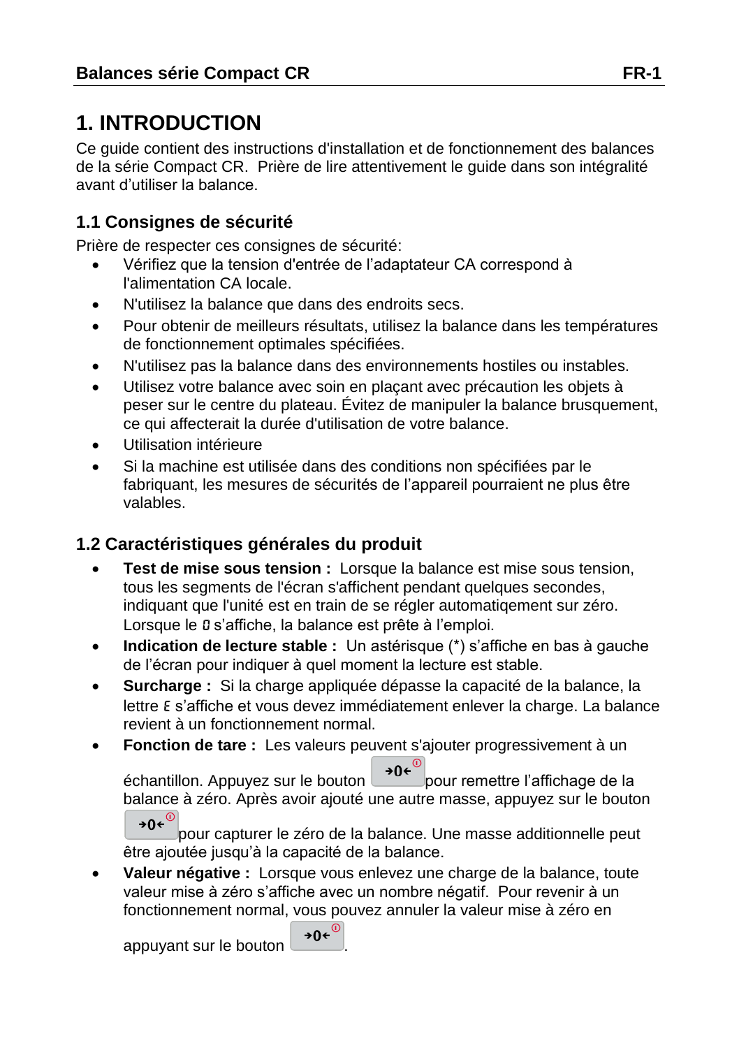# 1. INTRODUCTION

Ce guide contient des instructions d'installation et de fonctionnement des balances de la série Compact CR. Prière de lire attentivement le guide dans son intégralité avant d'utiliser la balance.

## 1.1 Consignes de sécurité

Prière de respecter ces consignes de sécurité:

- Vérifiez que la tension d'entrée de l'adaptateur CA correspond à l'alimentation CA locale.
- N'utilisez la balance que dans des endroits secs.
- Pour obtenir de meilleurs résultats, utilisez la balance dans les températures de fonctionnement optimales spécifiées.
- N'utilisez pas la balance dans des environnements hostiles ou instables.
- Utilisez votre balance avec soin en plaçant avec précaution les objets à peser sur le centre du plateau. Évitez de manipuler la balance brusquement, ce qui affecterait la durée d'utilisation de votre balance.
- Utilisation intérieure
- Si la machine est utilisée dans des conditions non spécifiées par le fabriquant, les mesures de sécurités de l'appareil pourraient ne plus être valables.

## 1.2 Caractéristiques générales du produit

- **Test de mise sous tension :** Lorsque la balance est mise sous tension, tous les segments de l'écran s'affichent pendant quelques secondes, indiquant que l'unité est en train de se régler automatiqement sur zéro. Lorsque le 0 s'affiche, la balance est prête à l'emploi.
- **Indication de lecture stable :** Un astérisque (*) s'affiche en bas à gauche de l'écran pour indiquer à quel moment la lecture est stable.
- **Surcharge :** Si la charge appliquée dépasse la capacité de la balance, la lettre E s'affiche et vous devez immédiatement enlever la charge. La balance revient à un fonctionnement normal.
- **Fonction de tare :** Les valeurs peuvent s'ajouter progressivement à un échantillon. Appuyez sur le bouton →0← pour remettre l'affichage de la balance à zéro. Après avoir ajouté une autre masse, appuyez sur le bouton →0← pour capturer le zéro de la balance. Une masse additionnelle peut être ajoutée jusqu'à la capacité de la balance.
- **Valeur négative :** Lorsque vous enlevez une charge de la balance, toute valeur mise à zéro s'affiche avec un nombre négatif. Pour revenir à un fonctionnement normal, vous pouvez annuler la valeur mise à zéro en appuyant sur le bouton →0←.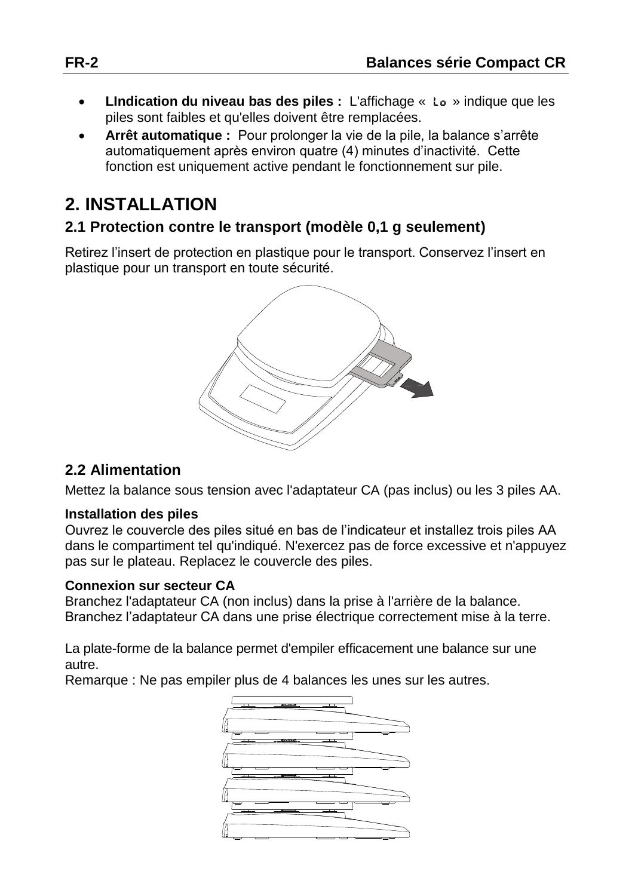- **LIndication du niveau bas des piles :** L'affichage « Lo » indique que les piles sont faibles et qu'elles doivent être remplacées.
- **Arrêt automatique :** Pour prolonger la vie de la pile, la balance s'arrête automatiquement après environ quatre (4) minutes d'inactivité. Cette fonction est uniquement active pendant le fonctionnement sur pile.

# 2. INSTALLATION

## 2.1 Protection contre le transport (modèle 0,1 g seulement)

Retirez l'insert de protection en plastique pour le transport. Conservez l'insert en plastique pour un transport en toute sécurité.

## 2.2 Alimentation

Mettez la balance sous tension avec l'adaptateur CA (pas inclus) ou les 3 piles AA.

**Installation des piles**
Ouvrez le couvercle des piles situé en bas de l'indicateur et installez trois piles AA dans le compartiment tel qu'indiqué. N'exercez pas de force excessive et n'appuyez pas sur le plateau. Replacez le couvercle des piles.

**Connexion sur secteur CA**
Branchez l'adaptateur CA (non inclus) dans la prise à l'arrière de la balance. Branchez l'adaptateur CA dans une prise électrique correctement mise à la terre.

La plate-forme de la balance permet d'empiler efficacement une balance sur une autre.
Remarque : Ne pas empiler plus de 4 balances les unes sur les autres.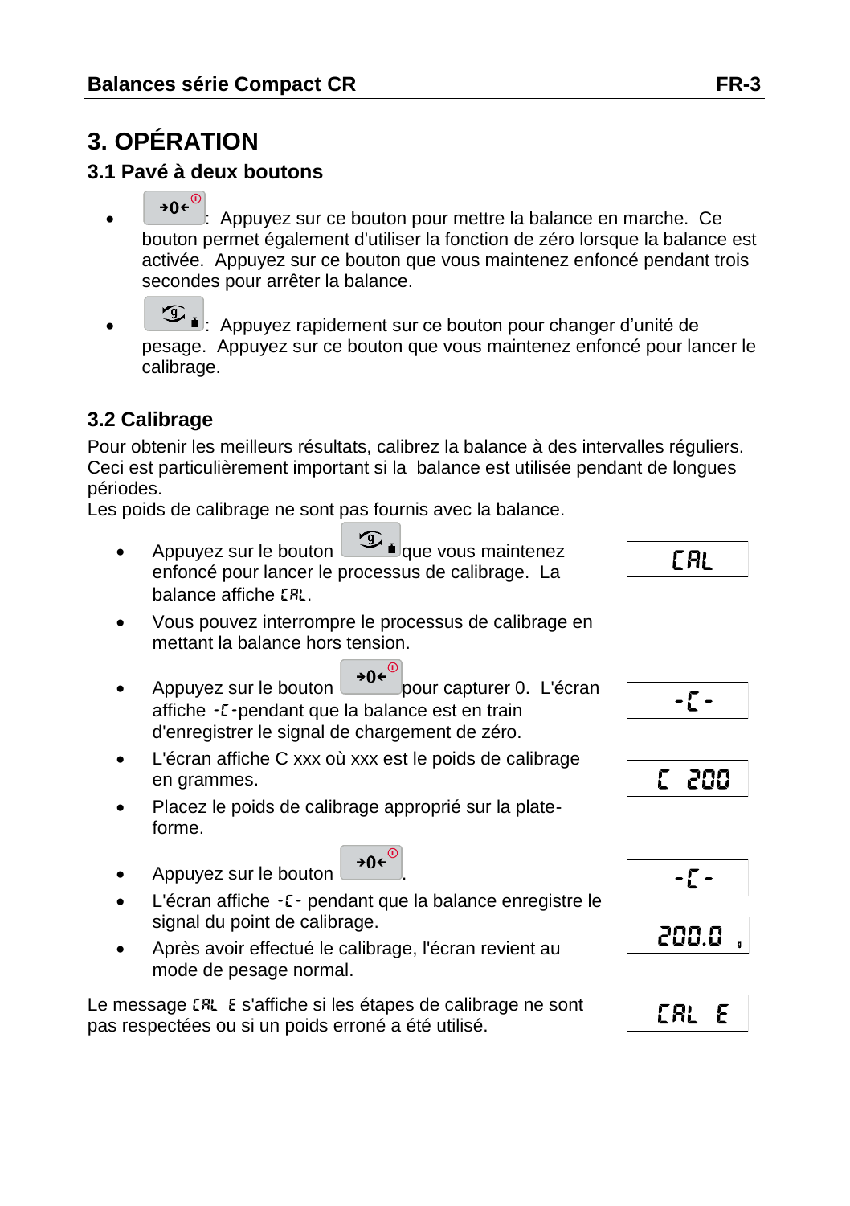# 3. OPÉRATION

## 3.1 Pavé à deux boutons

- →0←: Appuyez sur ce bouton pour mettre la balance en marche. Ce bouton permet également d'utiliser la fonction de zéro lorsque la balance est activée. Appuyez sur ce bouton que vous maintenez enfoncé pendant trois secondes pour arrêter la balance.
- g: Appuyez rapidement sur ce bouton pour changer d'unité de pesage. Appuyez sur ce bouton que vous maintenez enfoncé pour lancer le calibrage.

## 3.2 Calibrage

Pour obtenir les meilleurs résultats, calibrez la balance à des intervalles réguliers. Ceci est particulièrement important si la balance est utilisée pendant de longues périodes.
Les poids de calibrage ne sont pas fournis avec la balance.

- Appuyez sur le bouton g que vous maintenez enfoncé pour lancer le processus de calibrage. La balance affiche CAL.

  `CAL`

- Vous pouvez interrompre le processus de calibrage en mettant la balance hors tension.
- Appuyez sur le bouton →0← pour capturer 0. L'écran affiche -C- pendant que la balance est en train d'enregistrer le signal de chargement de zéro.

  `-C-`

- L'écran affiche C xxx où xxx est le poids de calibrage en grammes.

  `C 200`

- Placez le poids de calibrage approprié sur la plate-forme.
- Appuyez sur le bouton →0←.
- L'écran affiche -C- pendant que la balance enregistre le signal du point de calibrage.

  `-C-`

- Après avoir effectué le calibrage, l'écran revient au mode de pesage normal.

  `200.0 g`

Le message CAL E s'affiche si les étapes de calibrage ne sont pas respectées ou si un poids erroné a été utilisé.

`CAL E`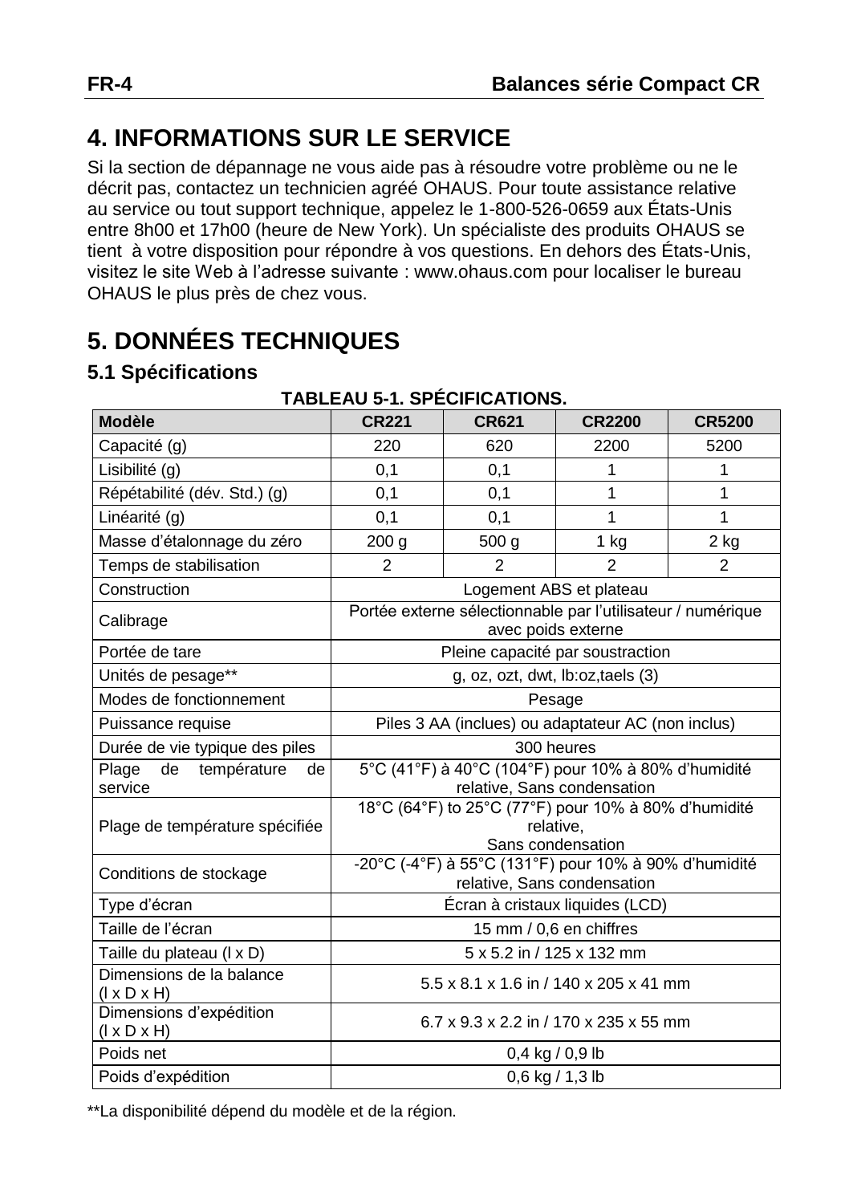# 4. INFORMATIONS SUR LE SERVICE

Si la section de dépannage ne vous aide pas à résoudre votre problème ou ne le décrit pas, contactez un technicien agréé OHAUS. Pour toute assistance relative au service ou tout support technique, appelez le 1-800-526-0659 aux États-Unis entre 8h00 et 17h00 (heure de New York). Un spécialiste des produits OHAUS se tient à votre disposition pour répondre à vos questions. En dehors des États-Unis, visitez le site Web à l'adresse suivante : www.ohaus.com pour localiser le bureau OHAUS le plus près de chez vous.

# 5. DONNÉES TECHNIQUES

## 5.1 Spécifications

**TABLEAU 5-1. SPÉCIFICATIONS.**

| Modèle | CR221 | CR621 | CR2200 | CR5200 |
|---|---|---|---|---|
| Capacité (g) | 220 | 620 | 2200 | 5200 |
| Lisibilité (g) | 0,1 | 0,1 | 1 | 1 |
| Répétabilité (dév. Std.) (g) | 0,1 | 0,1 | 1 | 1 |
| Linéarité (g) | 0,1 | 0,1 | 1 | 1 |
| Masse d'étalonnage du zéro | 200 g | 500 g | 1 kg | 2 kg |
| Temps de stabilisation | 2 | 2 | 2 | 2 |
| Construction | Logement ABS et plateau | | | |
| Calibrage | Portée externe sélectionnable par l'utilisateur / numérique avec poids externe | | | |
| Portée de tare | Pleine capacité par soustraction | | | |
| Unités de pesage** | g, oz, ozt, dwt, lb:oz,taels (3) | | | |
| Modes de fonctionnement | Pesage | | | |
| Puissance requise | Piles 3 AA (inclues) ou adaptateur AC (non inclus) | | | |
| Durée de vie typique des piles | 300 heures | | | |
| Plage de température de service | 5°C (41°F) à 40°C (104°F) pour 10% à 80% d'humidité relative, Sans condensation | | | |
| Plage de température spécifiée | 18°C (64°F) to 25°C (77°F) pour 10% à 80% d'humidité relative, Sans condensation | | | |
| Conditions de stockage | -20°C (-4°F) à 55°C (131°F) pour 10% à 90% d'humidité relative, Sans condensation | | | |
| Type d'écran | Écran à cristaux liquides (LCD) | | | |
| Taille de l'écran | 15 mm / 0,6 en chiffres | | | |
| Taille du plateau (l x D) | 5 x 5.2 in / 125 x 132 mm | | | |
| Dimensions de la balance (l x D x H) | 5.5 x 8.1 x 1.6 in / 140 x 205 x 41 mm | | | |
| Dimensions d'expédition (l x D x H) | 6.7 x 9.3 x 2.2 in / 170 x 235 x 55 mm | | | |
| Poids net | 0,4 kg / 0,9 lb | | | |
| Poids d'expédition | 0,6 kg / 1,3 lb | | | |

**La disponibilité dépend du modèle et de la région.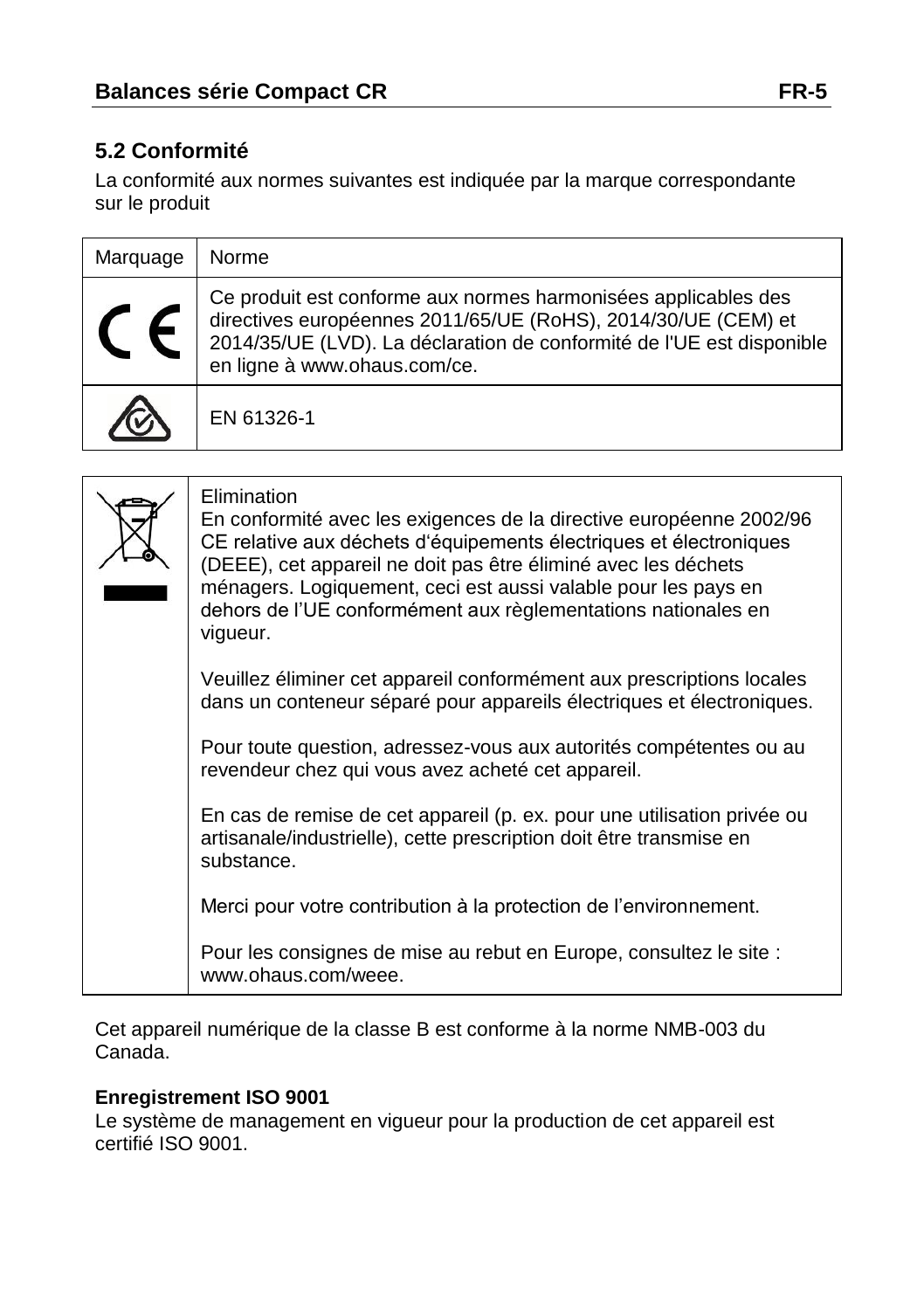## 5.2 Conformité

La conformité aux normes suivantes est indiquée par la marque correspondante sur le produit

| Marquage | Norme |
| --- | --- |
| CE | Ce produit est conforme aux normes harmonisées applicables des directives européennes 2011/65/UE (RoHS), 2014/30/UE (CEM) et 2014/35/UE (LVD). La déclaration de conformité de l'UE est disponible en ligne à www.ohaus.com/ce. |
| | EN 61326-1 |

Elimination

En conformité avec les exigences de la directive européenne 2002/96 CE relative aux déchets d'équipements électriques et électroniques (DEEE), cet appareil ne doit pas être éliminé avec les déchets ménagers. Logiquement, ceci est aussi valable pour les pays en dehors de l'UE conformément aux règlementations nationales en vigueur.

Veuillez éliminer cet appareil conformément aux prescriptions locales dans un conteneur séparé pour appareils électriques et électroniques.

Pour toute question, adressez-vous aux autorités compétentes ou au revendeur chez qui vous avez acheté cet appareil.

En cas de remise de cet appareil (p. ex. pour une utilisation privée ou artisanale/industrielle), cette prescription doit être transmise en substance.

Merci pour votre contribution à la protection de l'environnement.

Pour les consignes de mise au rebut en Europe, consultez le site : www.ohaus.com/weee.

Cet appareil numérique de la classe B est conforme à la norme NMB-003 du Canada.

**Enregistrement ISO 9001**

Le système de management en vigueur pour la production de cet appareil est certifié ISO 9001.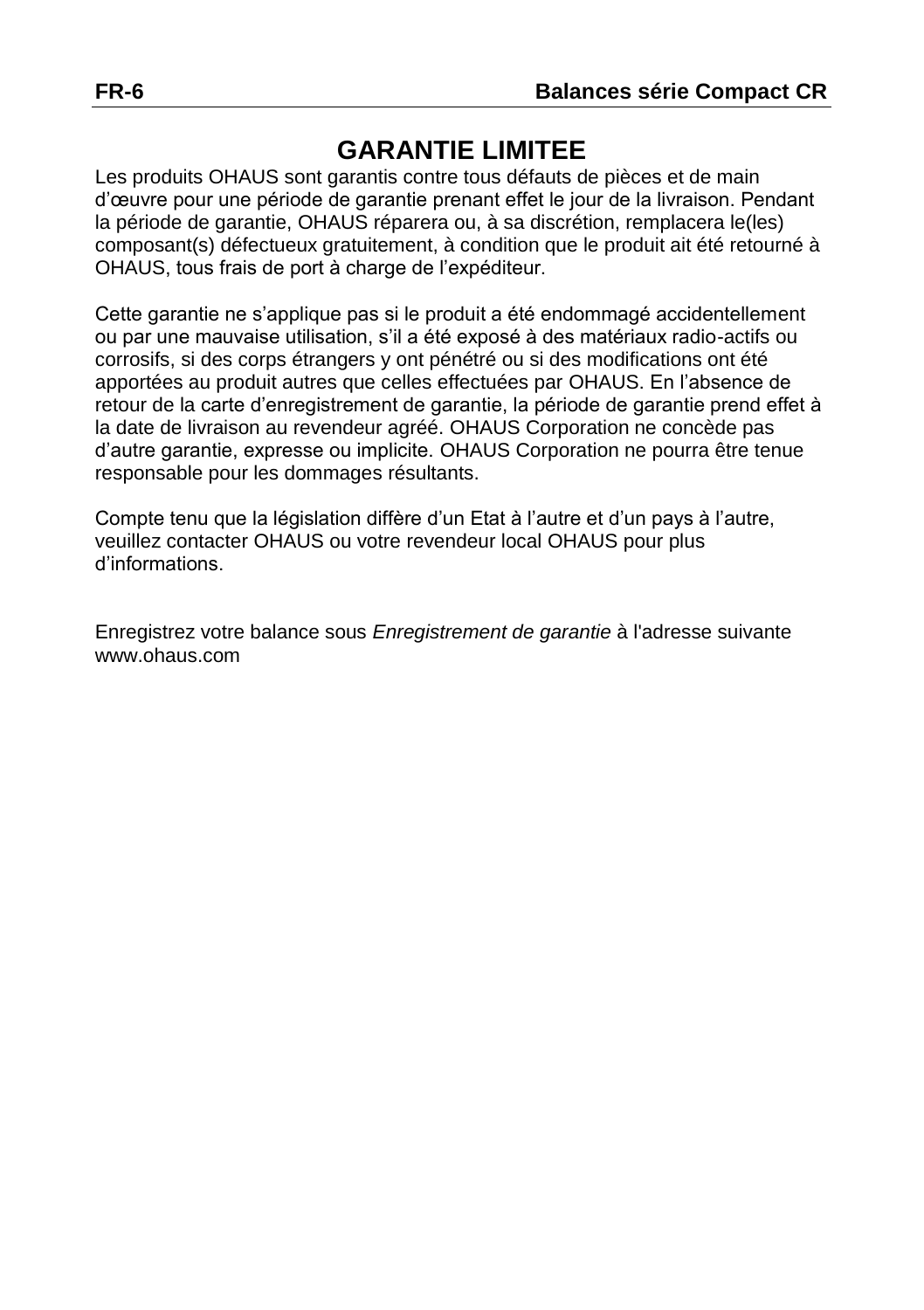# GARANTIE LIMITEE

Les produits OHAUS sont garantis contre tous défauts de pièces et de main d'œuvre pour une période de garantie prenant effet le jour de la livraison. Pendant la période de garantie, OHAUS réparera ou, à sa discrétion, remplacera le(les) composant(s) défectueux gratuitement, à condition que le produit ait été retourné à OHAUS, tous frais de port à charge de l'expéditeur.

Cette garantie ne s'applique pas si le produit a été endommagé accidentellement ou par une mauvaise utilisation, s'il a été exposé à des matériaux radio-actifs ou corrosifs, si des corps étrangers y ont pénétré ou si des modifications ont été apportées au produit autres que celles effectuées par OHAUS. En l'absence de retour de la carte d'enregistrement de garantie, la période de garantie prend effet à la date de livraison au revendeur agréé. OHAUS Corporation ne concède pas d'autre garantie, expresse ou implicite. OHAUS Corporation ne pourra être tenue responsable pour les dommages résultants.

Compte tenu que la législation diffère d'un Etat à l'autre et d'un pays à l'autre, veuillez contacter OHAUS ou votre revendeur local OHAUS pour plus d'informations.

Enregistrez votre balance sous *Enregistrement de garantie* à l'adresse suivante www.ohaus.com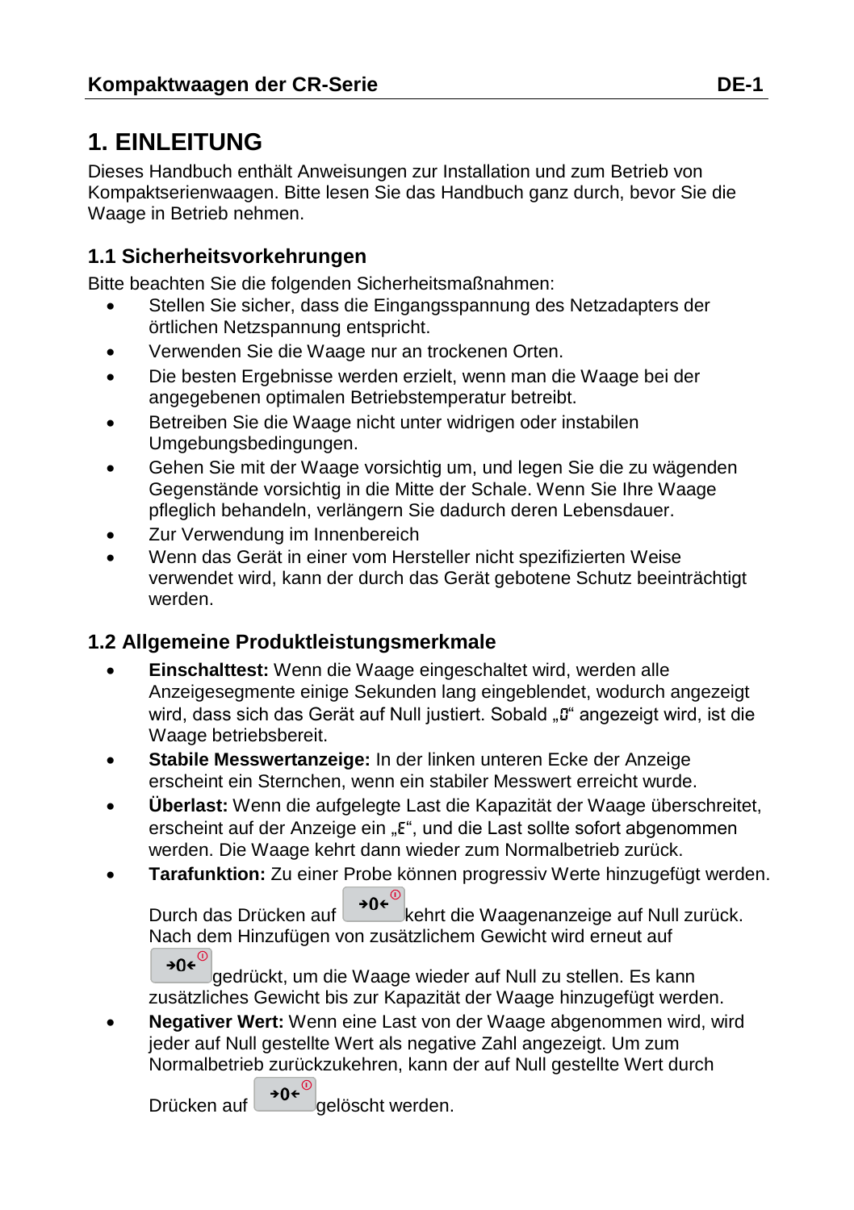# 1. EINLEITUNG

Dieses Handbuch enthält Anweisungen zur Installation und zum Betrieb von Kompaktserienwaagen. Bitte lesen Sie das Handbuch ganz durch, bevor Sie die Waage in Betrieb nehmen.

## 1.1 Sicherheitsvorkehrungen

Bitte beachten Sie die folgenden Sicherheitsmaßnahmen:

- Stellen Sie sicher, dass die Eingangsspannung des Netzadapters der örtlichen Netzspannung entspricht.
- Verwenden Sie die Waage nur an trockenen Orten.
- Die besten Ergebnisse werden erzielt, wenn man die Waage bei der angegebenen optimalen Betriebstemperatur betreibt.
- Betreiben Sie die Waage nicht unter widrigen oder instabilen Umgebungsbedingungen.
- Gehen Sie mit der Waage vorsichtig um, und legen Sie die zu wägenden Gegenstände vorsichtig in die Mitte der Schale. Wenn Sie Ihre Waage pfleglich behandeln, verlängern Sie dadurch deren Lebensdauer.
- Zur Verwendung im Innenbereich
- Wenn das Gerät in einer vom Hersteller nicht spezifizierten Weise verwendet wird, kann der durch das Gerät gebotene Schutz beeinträchtigt werden.

## 1.2 Allgemeine Produktleistungsmerkmale

- **Einschalttest:** Wenn die Waage eingeschaltet wird, werden alle Anzeigesegmente einige Sekunden lang eingeblendet, wodurch angezeigt wird, dass sich das Gerät auf Null justiert. Sobald „0" angezeigt wird, ist die Waage betriebsbereit.
- **Stabile Messwertanzeige:** In der linken unteren Ecke der Anzeige erscheint ein Sternchen, wenn ein stabiler Messwert erreicht wurde.
- **Überlast:** Wenn die aufgelegte Last die Kapazität der Waage überschreitet, erscheint auf der Anzeige ein „E", und die Last sollte sofort abgenommen werden. Die Waage kehrt dann wieder zum Normalbetrieb zurück.
- **Tarafunktion:** Zu einer Probe können progressiv Werte hinzugefügt werden. Durch das Drücken auf →0← kehrt die Waagenanzeige auf Null zurück. Nach dem Hinzufügen von zusätzlichem Gewicht wird erneut auf →0← gedrückt, um die Waage wieder auf Null zu stellen. Es kann zusätzliches Gewicht bis zur Kapazität der Waage hinzugefügt werden.
- **Negativer Wert:** Wenn eine Last von der Waage abgenommen wird, wird jeder auf Null gestellte Wert als negative Zahl angezeigt. Um zum Normalbetrieb zurückzukehren, kann der auf Null gestellte Wert durch Drücken auf →0← gelöscht werden.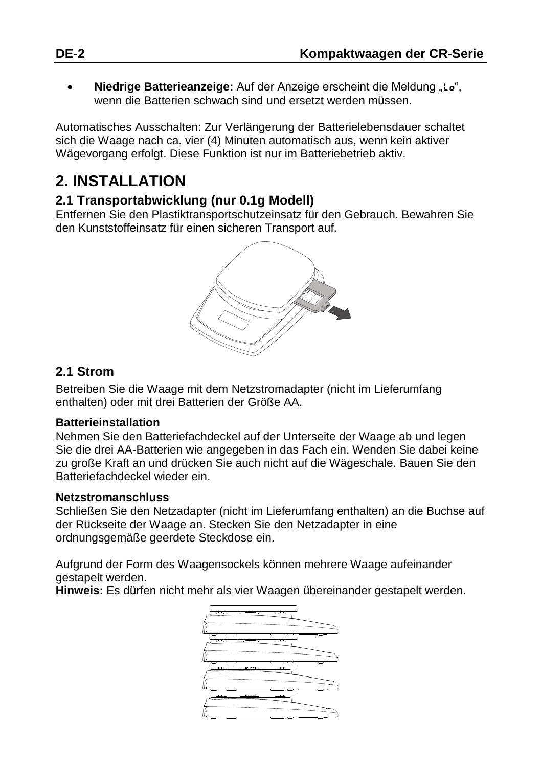- **Niedrige Batterieanzeige:** Auf der Anzeige erscheint die Meldung „Lo“, wenn die Batterien schwach sind und ersetzt werden müssen.

Automatisches Ausschalten: Zur Verlängerung der Batterielebensdauer schaltet sich die Waage nach ca. vier (4) Minuten automatisch aus, wenn kein aktiver Wägevorgang erfolgt. Diese Funktion ist nur im Batteriebetrieb aktiv.

# 2. INSTALLATION

## 2.1 Transportabwicklung (nur 0.1g Modell)

Entfernen Sie den Plastiktransportschutzeinsatz für den Gebrauch. Bewahren Sie den Kunststoffeinsatz für einen sicheren Transport auf.

## 2.1 Strom

Betreiben Sie die Waage mit dem Netzstromadapter (nicht im Lieferumfang enthalten) oder mit drei Batterien der Größe AA.

**Batterieinstallation**

Nehmen Sie den Batteriefachdeckel auf der Unterseite der Waage ab und legen Sie die drei AA-Batterien wie angegeben in das Fach ein. Wenden Sie dabei keine zu große Kraft an und drücken Sie auch nicht auf die Wägeschale. Bauen Sie den Batteriefachdeckel wieder ein.

**Netzstromanschluss**

Schließen Sie den Netzadapter (nicht im Lieferumfang enthalten) an die Buchse auf der Rückseite der Waage an. Stecken Sie den Netzadapter in eine ordnungsgemäße geerdete Steckdose ein.

Aufgrund der Form des Waagensockels können mehrere Waage aufeinander gestapelt werden.

**Hinweis:** Es dürfen nicht mehr als vier Waagen übereinander gestapelt werden.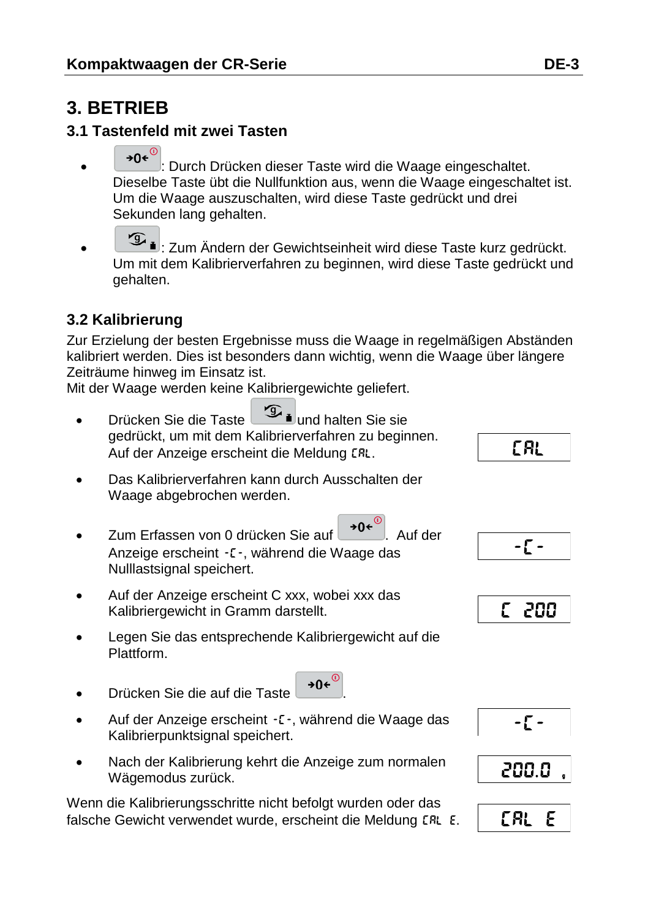# 3. BETRIEB

## 3.1 Tastenfeld mit zwei Tasten

- →0←: Durch Drücken dieser Taste wird die Waage eingeschaltet. Dieselbe Taste übt die Nullfunktion aus, wenn die Waage eingeschaltet ist. Um die Waage auszuschalten, wird diese Taste gedrückt und drei Sekunden lang gehalten.
- g: Zum Ändern der Gewichtseinheit wird diese Taste kurz gedrückt. Um mit dem Kalibrierverfahren zu beginnen, wird diese Taste gedrückt und gehalten.

## 3.2 Kalibrierung

Zur Erzielung der besten Ergebnisse muss die Waage in regelmäßigen Abständen kalibriert werden. Dies ist besonders dann wichtig, wenn die Waage über längere Zeiträume hinweg im Einsatz ist.
Mit der Waage werden keine Kalibriergewichte geliefert.

- Drücken Sie die Taste g und halten Sie sie gedrückt, um mit dem Kalibrierverfahren zu beginnen. Auf der Anzeige erscheint die Meldung CAL. — Anzeige: `CAL`
- Das Kalibrierverfahren kann durch Ausschalten der Waage abgebrochen werden.
- Zum Erfassen von 0 drücken Sie auf →0←. Auf der Anzeige erscheint -C-, während die Waage das Nulllastsignal speichert. — Anzeige: `-C-`
- Auf der Anzeige erscheint C xxx, wobei xxx das Kalibriergewicht in Gramm darstellt. — Anzeige: `C 200`
- Legen Sie das entsprechende Kalibriergewicht auf die Plattform.
- Drücken Sie die auf die Taste →0←.
- Auf der Anzeige erscheint -C-, während die Waage das Kalibrierpunktsignal speichert. — Anzeige: `-C-`
- Nach der Kalibrierung kehrt die Anzeige zum normalen Wägemodus zurück. — Anzeige: `200.0 g`

Wenn die Kalibrierungsschritte nicht befolgt wurden oder das falsche Gewicht verwendet wurde, erscheint die Meldung CAL E. — Anzeige: `CAL E`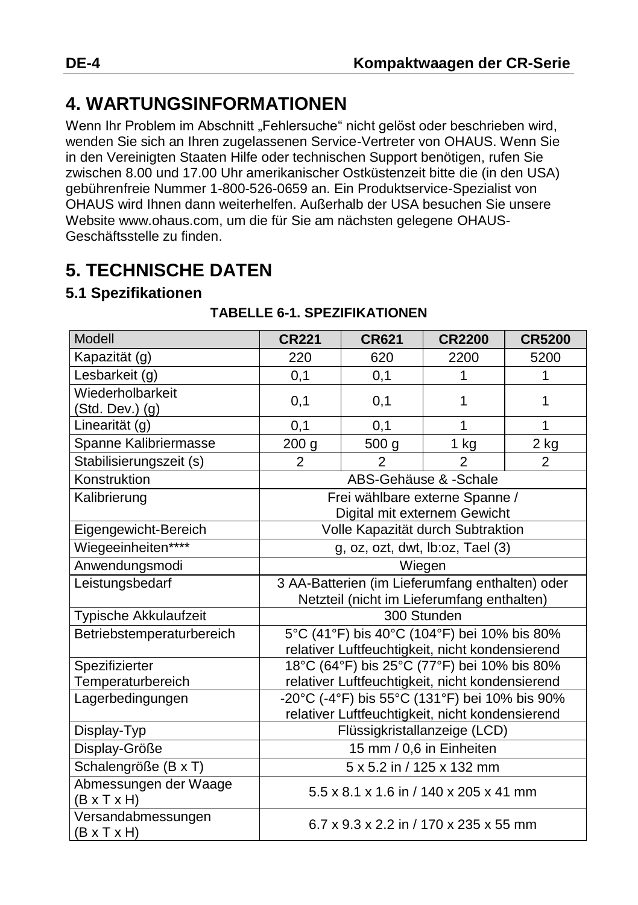# 4. WARTUNGSINFORMATIONEN

Wenn Ihr Problem im Abschnitt „Fehlersuche“ nicht gelöst oder beschrieben wird, wenden Sie sich an Ihren zugelassenen Service-Vertreter von OHAUS. Wenn Sie in den Vereinigten Staaten Hilfe oder technischen Support benötigen, rufen Sie zwischen 8.00 und 17.00 Uhr amerikanischer Ostküstenzeit bitte die (in den USA) gebührenfreie Nummer 1-800-526-0659 an. Ein Produktservice-Spezialist von OHAUS wird Ihnen dann weiterhelfen. Außerhalb der USA besuchen Sie unsere Website www.ohaus.com, um die für Sie am nächsten gelegene OHAUS-Geschäftsstelle zu finden.

# 5. TECHNISCHE DATEN

## 5.1 Spezifikationen

**TABELLE 6-1. SPEZIFIKATIONEN**

| Modell | **CR221** | **CR621** | **CR2200** | **CR5200** |
|---|---|---|---|---|
| Kapazität (g) | 220 | 620 | 2200 | 5200 |
| Lesbarkeit (g) | 0,1 | 0,1 | 1 | 1 |
| Wiederholbarkeit (Std. Dev.) (g) | 0,1 | 0,1 | 1 | 1 |
| Linearität (g) | 0,1 | 0,1 | 1 | 1 |
| Spanne Kalibriermasse | 200 g | 500 g | 1 kg | 2 kg |
| Stabilisierungszeit (s) | 2 | 2 | 2 | 2 |
| Konstruktion | ABS-Gehäuse & -Schale | | | |
| Kalibrierung | Frei wählbare externe Spanne / Digital mit externem Gewicht | | | |
| Eigengewicht-Bereich | Volle Kapazität durch Subtraktion | | | |
| Wiegeeinheiten**** | g, oz, ozt, dwt, lb:oz, Tael (3) | | | |
| Anwendungsmodi | Wiegen | | | |
| Leistungsbedarf | 3 AA-Batterien (im Lieferumfang enthalten) oder Netzteil (nicht im Lieferumfang enthalten) | | | |
| Typische Akkulaufzeit | 300 Stunden | | | |
| Betriebstemperaturbereich | 5°C (41°F) bis 40°C (104°F) bei 10% bis 80% relativer Luftfeuchtigkeit, nicht kondensierend | | | |
| Spezifizierter Temperaturbereich | 18°C (64°F) bis 25°C (77°F) bei 10% bis 80% relativer Luftfeuchtigkeit, nicht kondensierend | | | |
| Lagerbedingungen | -20°C (-4°F) bis 55°C (131°F) bei 10% bis 90% relativer Luftfeuchtigkeit, nicht kondensierend | | | |
| Display-Typ | Flüssigkristallanzeige (LCD) | | | |
| Display-Größe | 15 mm / 0,6 in Einheiten | | | |
| Schalengröße (B x T) | 5 x 5.2 in / 125 x 132 mm | | | |
| Abmessungen der Waage (B x T x H) | 5.5 x 8.1 x 1.6 in / 140 x 205 x 41 mm | | | |
| Versandabmessungen (B x T x H) | 6.7 x 9.3 x 2.2 in / 170 x 235 x 55 mm | | | |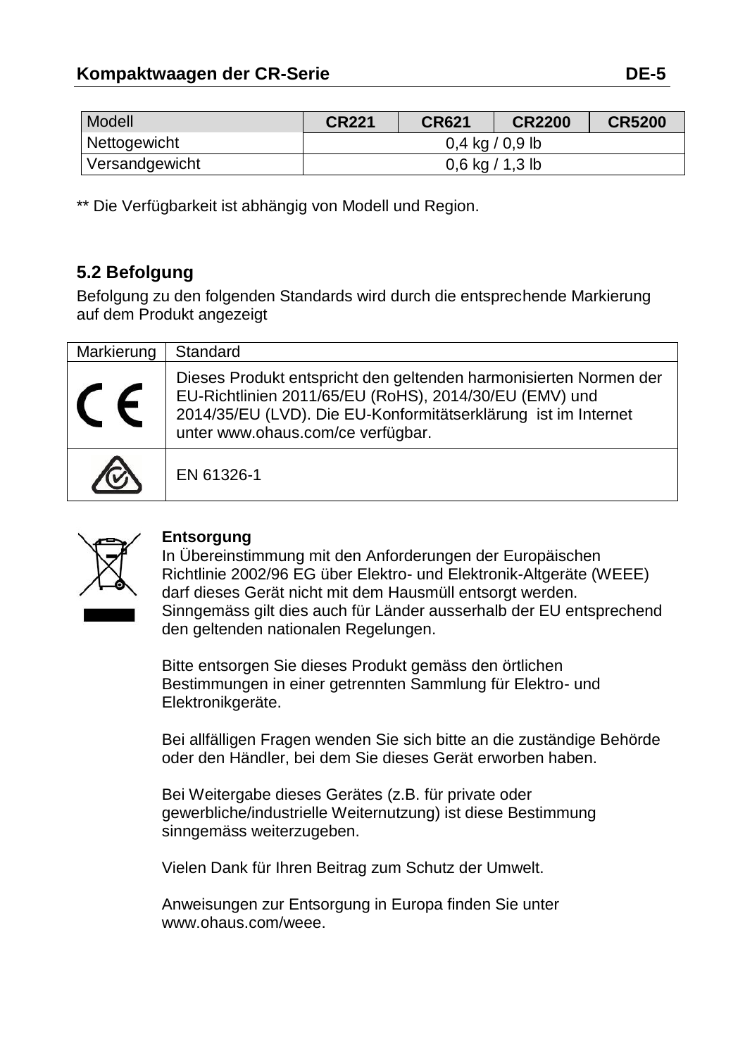| Modell | CR221 | CR621 | CR2200 | CR5200 |
|---|---|---|---|---|
| Nettogewicht | 0,4 kg / 0,9 lb | | | |
| Versandgewicht | 0,6 kg / 1,3 lb | | | |

** Die Verfügbarkeit ist abhängig von Modell und Region.

## 5.2 Befolgung

Befolgung zu den folgenden Standards wird durch die entsprechende Markierung auf dem Produkt angezeigt

| Markierung | Standard |
|---|---|
| CE | Dieses Produkt entspricht den geltenden harmonisierten Normen der EU-Richtlinien 2011/65/EU (RoHS), 2014/30/EU (EMV) und 2014/35/EU (LVD). Die EU-Konformitätserklärung ist im Internet unter www.ohaus.com/ce verfügbar. |
| | EN 61326-1 |

**Entsorgung**

In Übereinstimmung mit den Anforderungen der Europäischen Richtlinie 2002/96 EG über Elektro- und Elektronik-Altgeräte (WEEE) darf dieses Gerät nicht mit dem Hausmüll entsorgt werden. Sinngemäss gilt dies auch für Länder ausserhalb der EU entsprechend den geltenden nationalen Regelungen.

Bitte entsorgen Sie dieses Produkt gemäss den örtlichen Bestimmungen in einer getrennten Sammlung für Elektro- und Elektronikgeräte.

Bei allfälligen Fragen wenden Sie sich bitte an die zuständige Behörde oder den Händler, bei dem Sie dieses Gerät erworben haben.

Bei Weitergabe dieses Gerätes (z.B. für private oder gewerbliche/industrielle Weiternutzung) ist diese Bestimmung sinngemäss weiterzugeben.

Vielen Dank für Ihren Beitrag zum Schutz der Umwelt.

Anweisungen zur Entsorgung in Europa finden Sie unter www.ohaus.com/weee.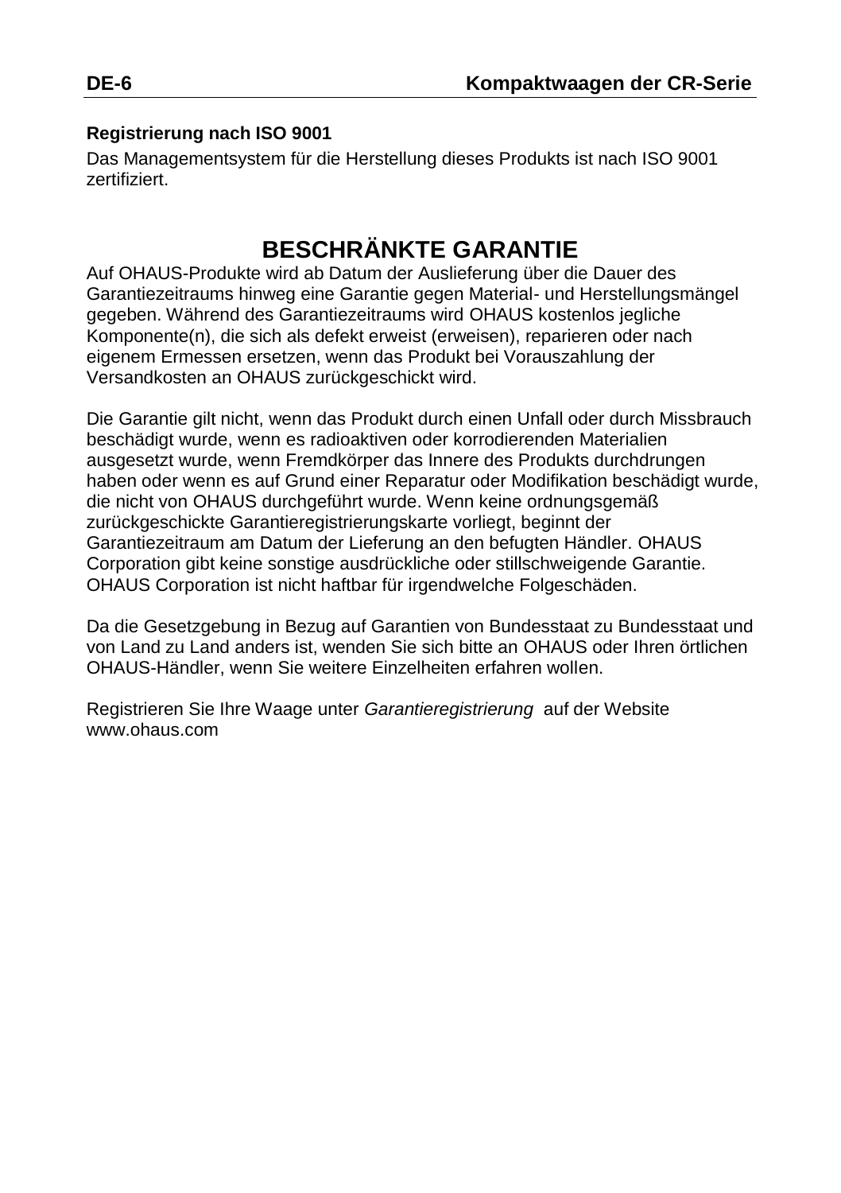### Registrierung nach ISO 9001

Das Managementsystem für die Herstellung dieses Produkts ist nach ISO 9001 zertifiziert.

# BESCHRÄNKTE GARANTIE

Auf OHAUS-Produkte wird ab Datum der Auslieferung über die Dauer des Garantiezeitraums hinweg eine Garantie gegen Material- und Herstellungsmängel gegeben. Während des Garantiezeitraums wird OHAUS kostenlos jegliche Komponente(n), die sich als defekt erweist (erweisen), reparieren oder nach eigenem Ermessen ersetzen, wenn das Produkt bei Vorauszahlung der Versandkosten an OHAUS zurückgeschickt wird.

Die Garantie gilt nicht, wenn das Produkt durch einen Unfall oder durch Missbrauch beschädigt wurde, wenn es radioaktiven oder korrodierenden Materialien ausgesetzt wurde, wenn Fremdkörper das Innere des Produkts durchdrungen haben oder wenn es auf Grund einer Reparatur oder Modifikation beschädigt wurde, die nicht von OHAUS durchgeführt wurde. Wenn keine ordnungsgemäß zurückgeschickte Garantieregistrierungskarte vorliegt, beginnt der Garantiezeitraum am Datum der Lieferung an den befugten Händler. OHAUS Corporation gibt keine sonstige ausdrückliche oder stillschweigende Garantie. OHAUS Corporation ist nicht haftbar für irgendwelche Folgeschäden.

Da die Gesetzgebung in Bezug auf Garantien von Bundesstaat zu Bundesstaat und von Land zu Land anders ist, wenden Sie sich bitte an OHAUS oder Ihren örtlichen OHAUS-Händler, wenn Sie weitere Einzelheiten erfahren wollen.

Registrieren Sie Ihre Waage unter *Garantieregistrierung* auf der Website www.ohaus.com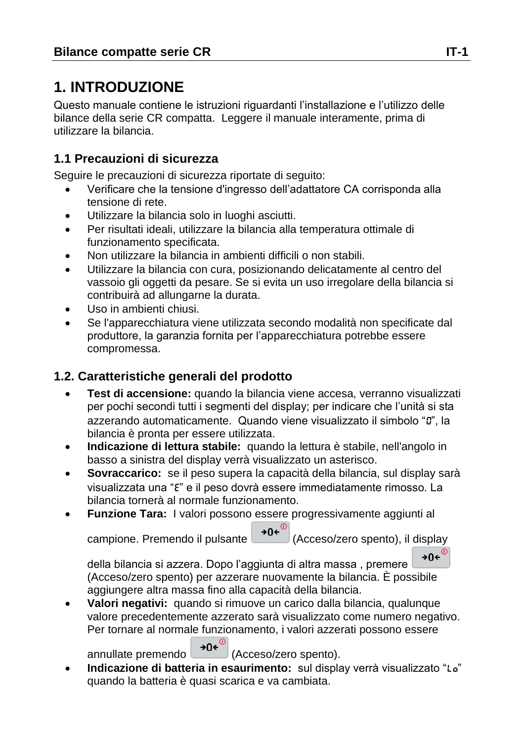# 1. INTRODUZIONE

Questo manuale contiene le istruzioni riguardanti l'installazione e l'utilizzo delle bilance della serie CR compatta. Leggere il manuale interamente, prima di utilizzare la bilancia.

## 1.1 Precauzioni di sicurezza

Seguire le precauzioni di sicurezza riportate di seguito:

- Verificare che la tensione d'ingresso dell'adattatore CA corrisponda alla tensione di rete.
- Utilizzare la bilancia solo in luoghi asciutti.
- Per risultati ideali, utilizzare la bilancia alla temperatura ottimale di funzionamento specificata.
- Non utilizzare la bilancia in ambienti difficili o non stabili.
- Utilizzare la bilancia con cura, posizionando delicatamente al centro del vassoio gli oggetti da pesare. Se si evita un uso irregolare della bilancia si contribuirà ad allungarne la durata.
- Uso in ambienti chiusi.
- Se l'apparecchiatura viene utilizzata secondo modalità non specificate dal produttore, la garanzia fornita per l'apparecchiatura potrebbe essere compromessa.

## 1.2. Caratteristiche generali del prodotto

- **Test di accensione:** quando la bilancia viene accesa, verranno visualizzati per pochi secondi tutti i segmenti del display; per indicare che l'unità si sta azzerando automaticamente. Quando viene visualizzato il simbolo "0", la bilancia è pronta per essere utilizzata.
- **Indicazione di lettura stabile:** quando la lettura è stabile, nell'angolo in basso a sinistra del display verrà visualizzato un asterisco.
- **Sovraccarico:** se il peso supera la capacità della bilancia, sul display sarà visualizzata una "E" e il peso dovrà essere immediatamente rimosso. La bilancia tornerà al normale funzionamento.
- **Funzione Tara:** I valori possono essere progressivamente aggiunti al campione. Premendo il pulsante →0← (Acceso/zero spento), il display della bilancia si azzera. Dopo l'aggiunta di altra massa , premere →0← (Acceso/zero spento) per azzerare nuovamente la bilancia. È possibile aggiungere altra massa fino alla capacità della bilancia.
- **Valori negativi:** quando si rimuove un carico dalla bilancia, qualunque valore precedentemente azzerato sarà visualizzato come numero negativo. Per tornare al normale funzionamento, i valori azzerati possono essere annullate premendo →0← (Acceso/zero spento).
- **Indicazione di batteria in esaurimento:** sul display verrà visualizzato "Lo" quando la batteria è quasi scarica e va cambiata.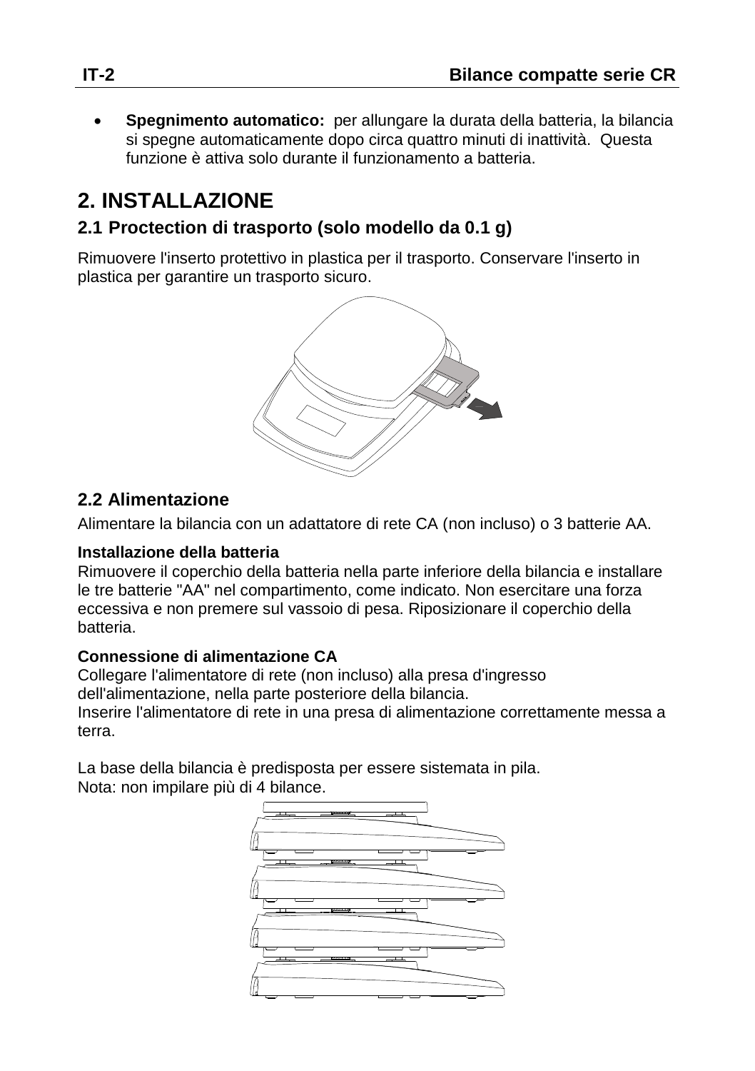- **Spegnimento automatico:** per allungare la durata della batteria, la bilancia si spegne automaticamente dopo circa quattro minuti di inattività. Questa funzione è attiva solo durante il funzionamento a batteria.

# 2. INSTALLAZIONE

## 2.1 Proctection di trasporto (solo modello da 0.1 g)

Rimuovere l'inserto protettivo in plastica per il trasporto. Conservare l'inserto in plastica per garantire un trasporto sicuro.

## 2.2 Alimentazione

Alimentare la bilancia con un adattatore di rete CA (non incluso) o 3 batterie AA.

**Installazione della batteria**
Rimuovere il coperchio della batteria nella parte inferiore della bilancia e installare le tre batterie "AA" nel compartimento, come indicato. Non esercitare una forza eccessiva e non premere sul vassoio di pesa. Riposizionare il coperchio della batteria.

**Connessione di alimentazione CA**
Collegare l'alimentatore di rete (non incluso) alla presa d'ingresso dell'alimentazione, nella parte posteriore della bilancia.
Inserire l'alimentatore di rete in una presa di alimentazione correttamente messa a terra.

La base della bilancia è predisposta per essere sistemata in pila.
Nota: non impilare più di 4 bilance.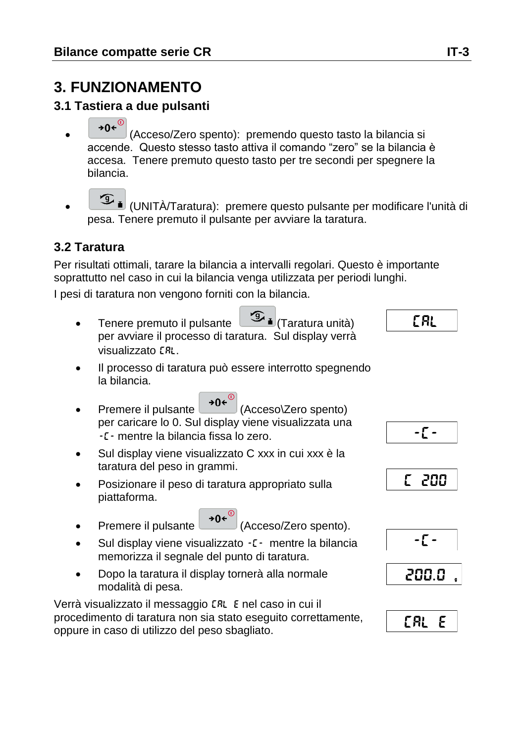# 3. FUNZIONAMENTO

## 3.1 Tastiera a due pulsanti

- →0← (Acceso/Zero spento): premendo questo tasto la bilancia si accende. Questo stesso tasto attiva il comando "zero" se la bilancia è accesa. Tenere premuto questo tasto per tre secondi per spegnere la bilancia.
- (UNITÀ/Taratura): premere questo pulsante per modificare l'unità di pesa. Tenere premuto il pulsante per avviare la taratura.

## 3.2 Taratura

Per risultati ottimali, tarare la bilancia a intervalli regolari. Questo è importante soprattutto nel caso in cui la bilancia venga utilizzata per periodi lunghi.

I pesi di taratura non vengono forniti con la bilancia.

- Tenere premuto il pulsante (Taratura unità) per avviare il processo di taratura. Sul display verrà visualizzato CAL. — Display: CAL
- Il processo di taratura può essere interrotto spegnendo la bilancia.
- Premere il pulsante →0← (Acceso\Zero spento) per caricare lo 0. Sul display viene visualizzata una -C- mentre la bilancia fissa lo zero. — Display: -C-
- Sul display viene visualizzato C xxx in cui xxx è la taratura del peso in grammi. — Display: C 200
- Posizionare il peso di taratura appropriato sulla piattaforma.
- Premere il pulsante →0← (Acceso/Zero spento).
- Sul display viene visualizzato -C- mentre la bilancia memorizza il segnale del punto di taratura. — Display: -C-
- Dopo la taratura il display tornerà alla normale modalità di pesa. — Display: 200.0 g

Verrà visualizzato il messaggio CAL E nel caso in cui il procedimento di taratura non sia stato eseguito correttamente, oppure in caso di utilizzo del peso sbagliato. — Display: CAL E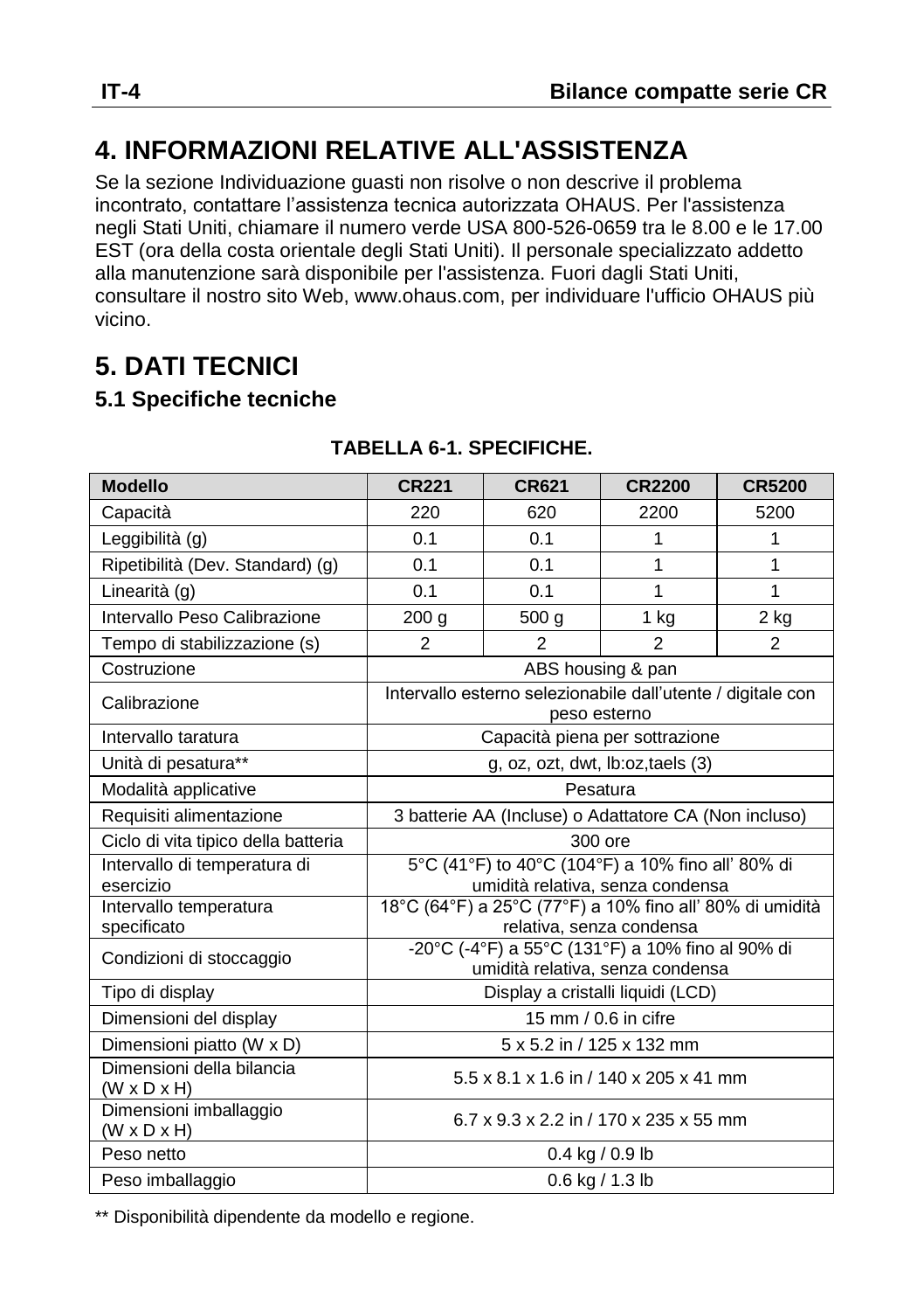# 4. INFORMAZIONI RELATIVE ALL'ASSISTENZA

Se la sezione Individuazione guasti non risolve o non descrive il problema incontrato, contattare l'assistenza tecnica autorizzata OHAUS. Per l'assistenza negli Stati Uniti, chiamare il numero verde USA 800-526-0659 tra le 8.00 e le 17.00 EST (ora della costa orientale degli Stati Uniti). Il personale specializzato addetto alla manutenzione sarà disponibile per l'assistenza. Fuori dagli Stati Uniti, consultare il nostro sito Web, www.ohaus.com, per individuare l'ufficio OHAUS più vicino.

# 5. DATI TECNICI

## 5.1 Specifiche tecniche

**TABELLA 6-1. SPECIFICHE.**

| Modello | CR221 | CR621 | CR2200 | CR5200 |
|---|---|---|---|---|
| Capacità | 220 | 620 | 2200 | 5200 |
| Leggibilità (g) | 0.1 | 0.1 | 1 | 1 |
| Ripetibilità (Dev. Standard) (g) | 0.1 | 0.1 | 1 | 1 |
| Linearità (g) | 0.1 | 0.1 | 1 | 1 |
| Intervallo Peso Calibrazione | 200 g | 500 g | 1 kg | 2 kg |
| Tempo di stabilizzazione (s) | 2 | 2 | 2 | 2 |
| Costruzione | ABS housing & pan | | | |
| Calibrazione | Intervallo esterno selezionabile dall'utente / digitale con peso esterno | | | |
| Intervallo taratura | Capacità piena per sottrazione | | | |
| Unità di pesatura** | g, oz, ozt, dwt, lb:oz,taels (3) | | | |
| Modalità applicative | Pesatura | | | |
| Requisiti alimentazione | 3 batterie AA (Incluse) o Adattatore CA (Non incluso) | | | |
| Ciclo di vita tipico della batteria | 300 ore | | | |
| Intervallo di temperatura di esercizio | 5°C (41°F) to 40°C (104°F) a 10% fino all' 80% di umidità relativa, senza condensa | | | |
| Intervallo temperatura specificato | 18°C (64°F) a 25°C (77°F) a 10% fino all' 80% di umidità relativa, senza condensa | | | |
| Condizioni di stoccaggio | -20°C (-4°F) a 55°C (131°F) a 10% fino al 90% di umidità relativa, senza condensa | | | |
| Tipo di display | Display a cristalli liquidi (LCD) | | | |
| Dimensioni del display | 15 mm / 0.6 in cifre | | | |
| Dimensioni piatto (W x D) | 5 x 5.2 in / 125 x 132 mm | | | |
| Dimensioni della bilancia (W x D x H) | 5.5 x 8.1 x 1.6 in / 140 x 205 x 41 mm | | | |
| Dimensioni imballaggio (W x D x H) | 6.7 x 9.3 x 2.2 in / 170 x 235 x 55 mm | | | |
| Peso netto | 0.4 kg / 0.9 lb | | | |
| Peso imballaggio | 0.6 kg / 1.3 lb | | | |

** Disponibilità dipendente da modello e regione.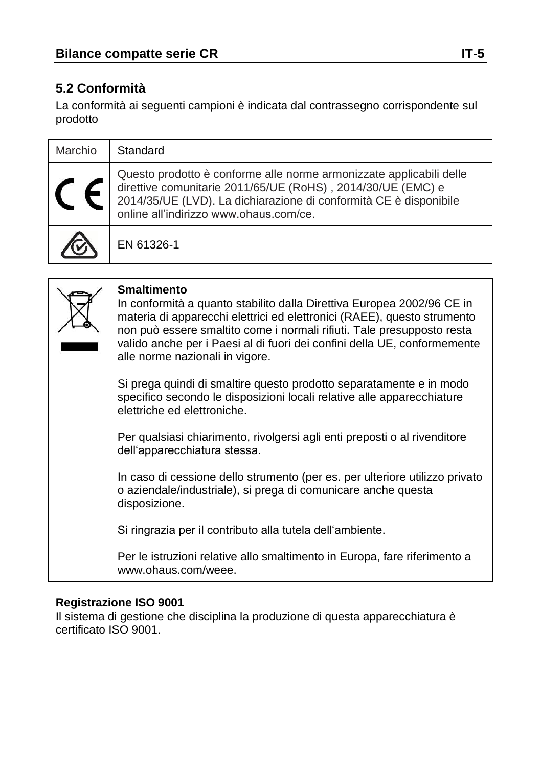## 5.2 Conformità

La conformità ai seguenti campioni è indicata dal contrassegno corrispondente sul prodotto

| Marchio | Standard |
| --- | --- |
| CE | Questo prodotto è conforme alle norme armonizzate applicabili delle direttive comunitarie 2011/65/UE (RoHS) , 2014/30/UE (EMC) e 2014/35/UE (LVD). La dichiarazione di conformità CE è disponibile online all'indirizzo www.ohaus.com/ce. |
| | EN 61326-1 |

| | |
| --- | --- |
| | **Smaltimento**<br>In conformità a quanto stabilito dalla Direttiva Europea 2002/96 CE in materia di apparecchi elettrici ed elettronici (RAEE), questo strumento non può essere smaltito come i normali rifiuti. Tale presupposto resta valido anche per i Paesi al di fuori dei confini della UE, conformemente alle norme nazionali in vigore.<br><br>Si prega quindi di smaltire questo prodotto separatamente e in modo specifico secondo le disposizioni locali relative alle apparecchiature elettriche ed elettroniche.<br><br>Per qualsiasi chiarimento, rivolgersi agli enti preposti o al rivenditore dell'apparecchiatura stessa.<br><br>In caso di cessione dello strumento (per es. per ulteriore utilizzo privato o aziendale/industriale), si prega di comunicare anche questa disposizione.<br><br>Si ringrazia per il contributo alla tutela dell'ambiente.<br><br>Per le istruzioni relative allo smaltimento in Europa, fare riferimento a www.ohaus.com/weee. |

**Registrazione ISO 9001**
Il sistema di gestione che disciplina la produzione di questa apparecchiatura è certificato ISO 9001.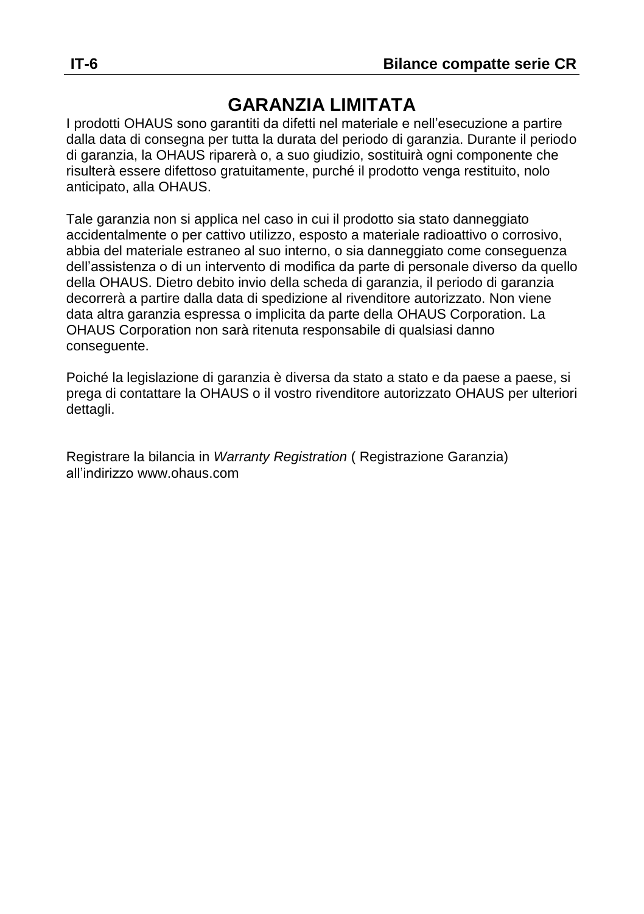# GARANZIA LIMITATA

I prodotti OHAUS sono garantiti da difetti nel materiale e nell'esecuzione a partire dalla data di consegna per tutta la durata del periodo di garanzia. Durante il periodo di garanzia, la OHAUS riparerà o, a suo giudizio, sostituirà ogni componente che risulterà essere difettoso gratuitamente, purché il prodotto venga restituito, nolo anticipato, alla OHAUS.

Tale garanzia non si applica nel caso in cui il prodotto sia stato danneggiato accidentalmente o per cattivo utilizzo, esposto a materiale radioattivo o corrosivo, abbia del materiale estraneo al suo interno, o sia danneggiato come conseguenza dell'assistenza o di un intervento di modifica da parte di personale diverso da quello della OHAUS. Dietro debito invio della scheda di garanzia, il periodo di garanzia decorrerà a partire dalla data di spedizione al rivenditore autorizzato. Non viene data altra garanzia espressa o implicita da parte della OHAUS Corporation. La OHAUS Corporation non sarà ritenuta responsabile di qualsiasi danno conseguente.

Poiché la legislazione di garanzia è diversa da stato a stato e da paese a paese, si prega di contattare la OHAUS o il vostro rivenditore autorizzato OHAUS per ulteriori dettagli.

Registrare la bilancia in *Warranty Registration* ( Registrazione Garanzia) all'indirizzo www.ohaus.com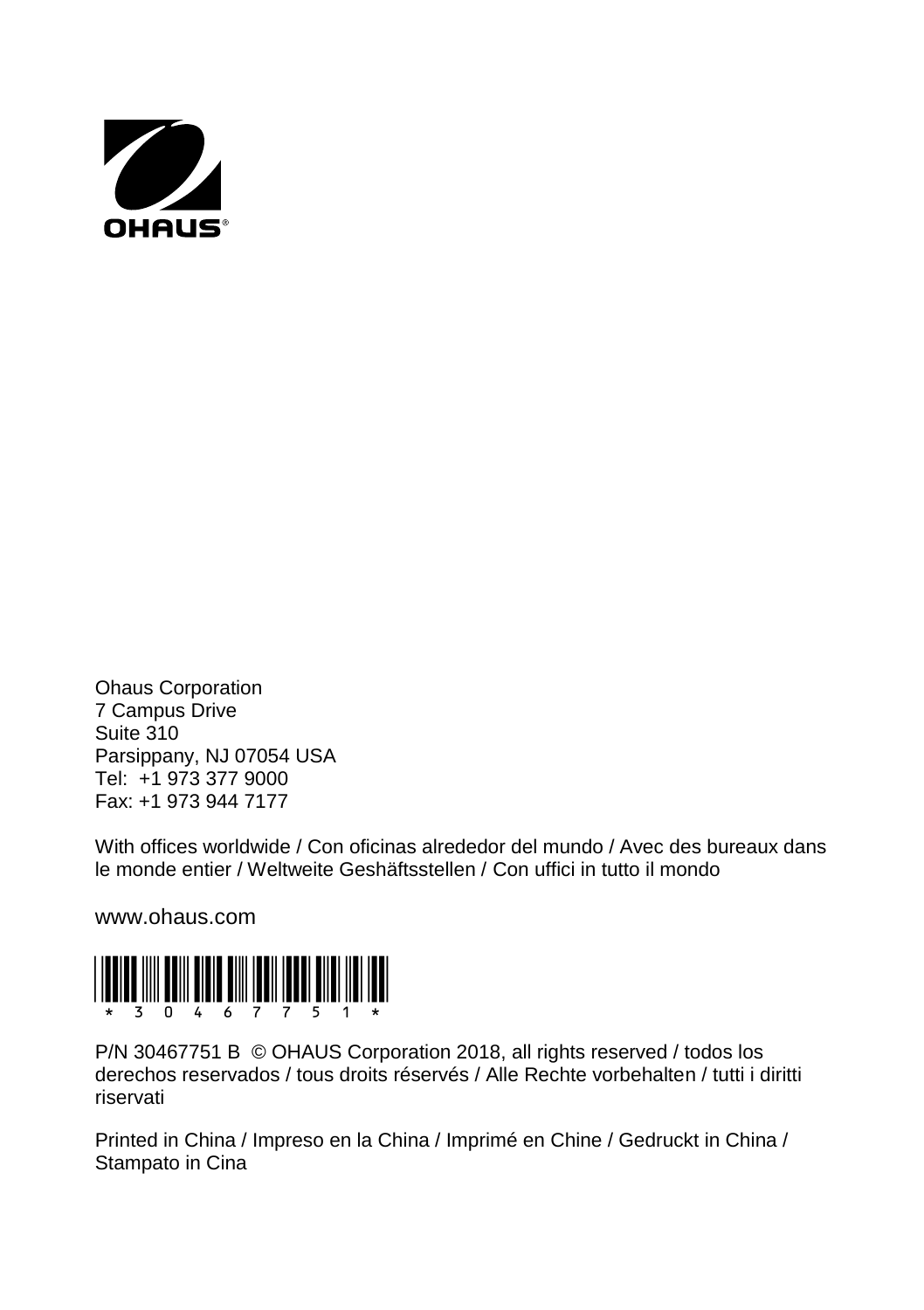OHAUS®

Ohaus Corporation
7 Campus Drive
Suite 310
Parsippany, NJ 07054 USA
Tel: +1 973 377 9000
Fax: +1 973 944 7177

With offices worldwide / Con oficinas alrededor del mundo / Avec des bureaux dans le monde entier / Weltweite Geshäftsstellen / Con uffici in tutto il mondo

www.ohaus.com

*30467751*

P/N 30467751 B © OHAUS Corporation 2018, all rights reserved / todos los derechos reservados / tous droits réservés / Alle Rechte vorbehalten / tutti i diritti riservati

Printed in China / Impreso en la China / Imprimé en Chine / Gedruckt in China / Stampato in Cina